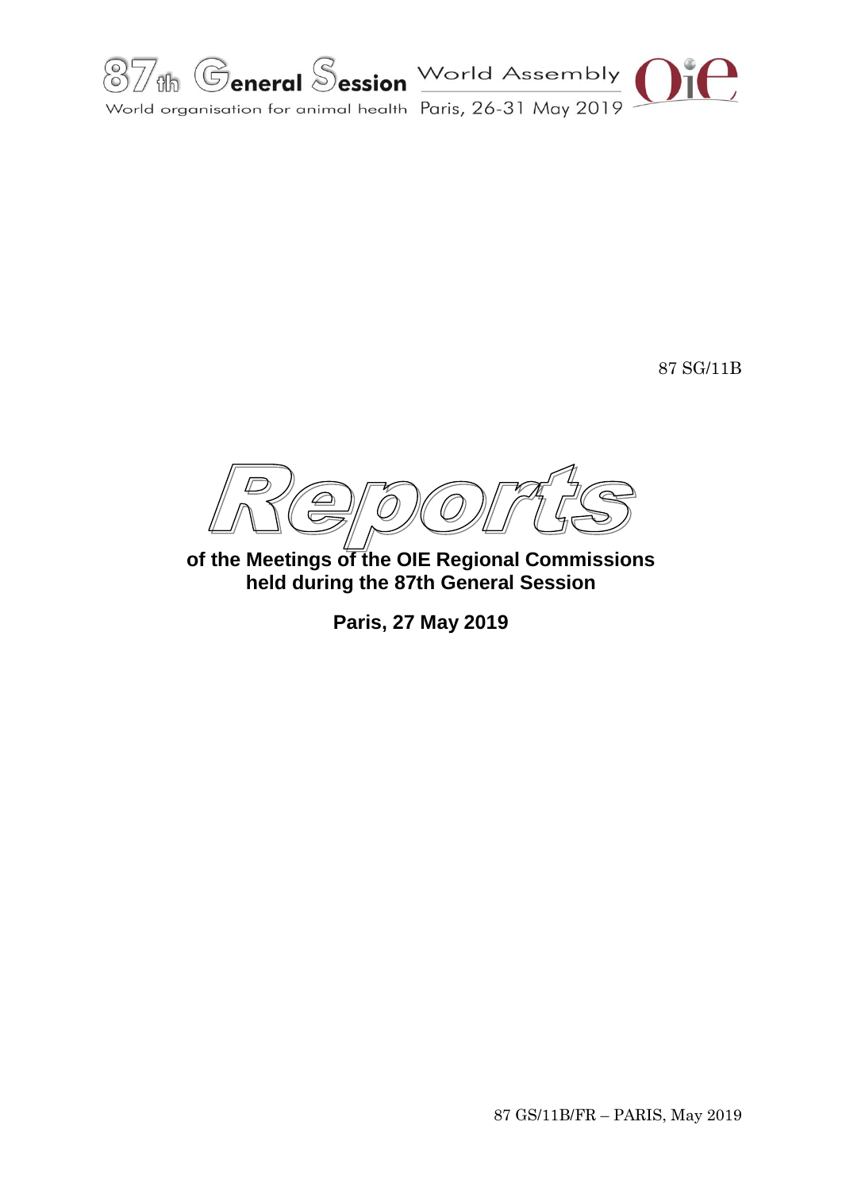87th General Session World Assembly

World organisation for animal health Paris, 26-31 May 2019

87 SG/11B

# Reports

## of the Meetings of the OIE Regional Commissions held during the 87th General Session

**Paris, 27 May 2019**

87 GS/11B/FR – PARIS, May 2019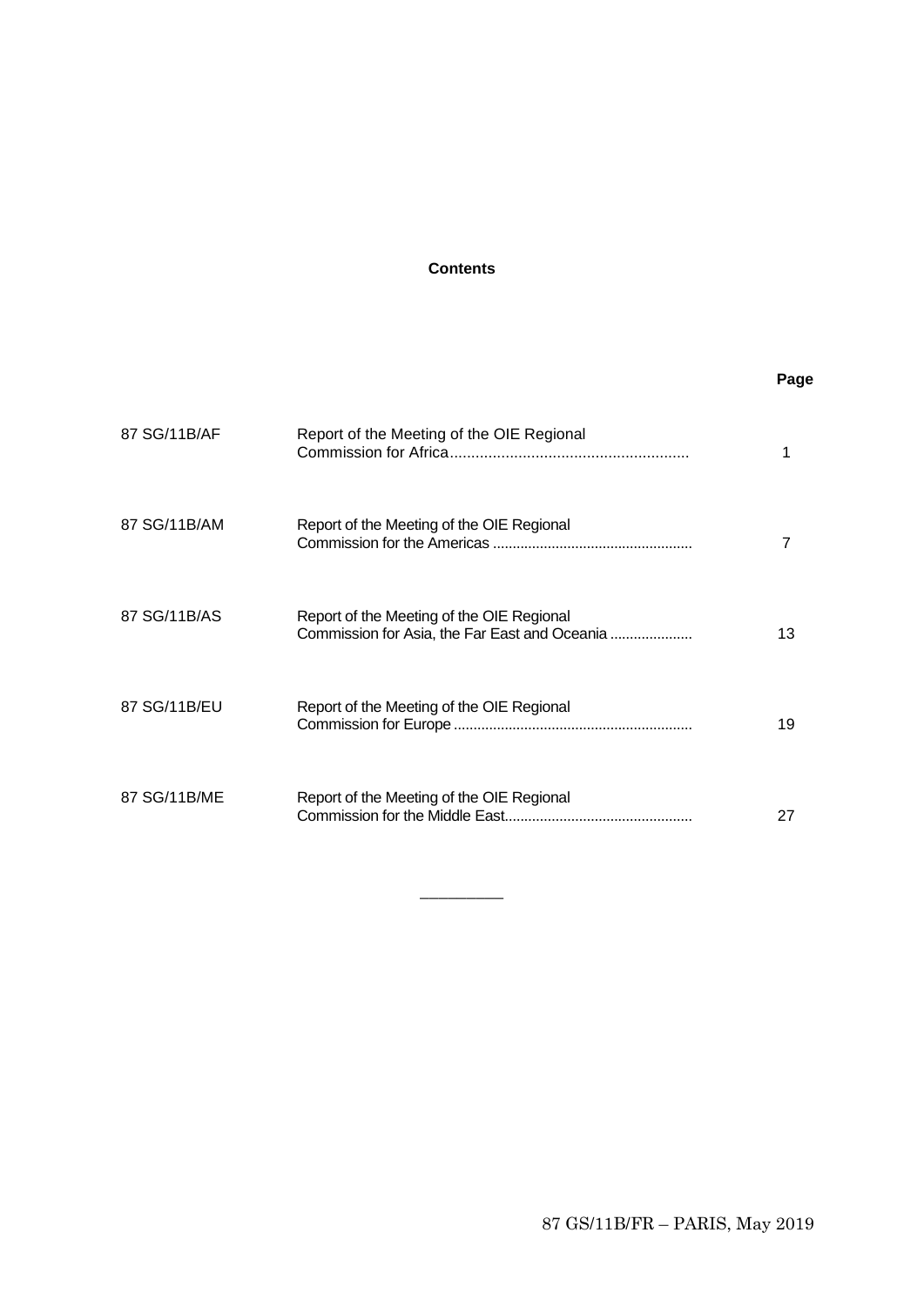**Contents**

| | | Page |
|---|---|---|
| 87 SG/11B/AF | Report of the Meeting of the OIE Regional Commission for Africa........................................................ | 1 |
| 87 SG/11B/AM | Report of the Meeting of the OIE Regional Commission for the Americas .................................................. | 7 |
| 87 SG/11B/AS | Report of the Meeting of the OIE Regional Commission for Asia, the Far East and Oceania ..................... | 13 |
| 87 SG/11B/EU | Report of the Meeting of the OIE Regional Commission for Europe ............................................................ | 19 |
| 87 SG/11B/ME | Report of the Meeting of the OIE Regional Commission for the Middle East............................................... | 27 |

\_\_\_\_\_\_\_\_\_\_

87 GS/11B/FR – PARIS, May 2019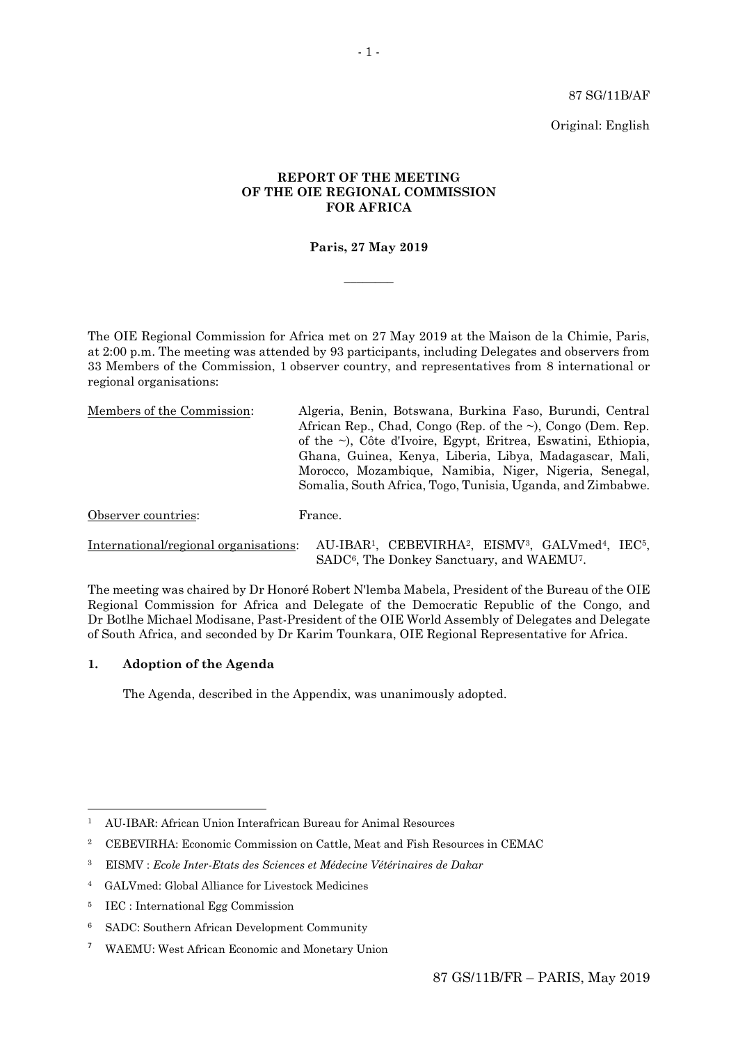87 SG/11B/AF

Original: English

**REPORT OF THE MEETING**
**OF THE OIE REGIONAL COMMISSION**
**FOR AFRICA**

**Paris, 27 May 2019**

________

The OIE Regional Commission for Africa met on 27 May 2019 at the Maison de la Chimie, Paris, at 2:00 p.m. The meeting was attended by 93 participants, including Delegates and observers from 33 Members of the Commission, 1 observer country, and representatives from 8 international or regional organisations:

| | |
|---|---|
| Members of the Commission: | Algeria, Benin, Botswana, Burkina Faso, Burundi, Central African Rep., Chad, Congo (Rep. of the ~), Congo (Dem. Rep. of the ~), Côte d'Ivoire, Egypt, Eritrea, Eswatini, Ethiopia, Ghana, Guinea, Kenya, Liberia, Libya, Madagascar, Mali, Morocco, Mozambique, Namibia, Niger, Nigeria, Senegal, Somalia, South Africa, Togo, Tunisia, Uganda, and Zimbabwe. |
| Observer countries: | France. |
| International/regional organisations: | AU-IBAR[1], CEBEVIRHA[2], EISMV[3], GALVmed[4], IEC[5], SADC[6], The Donkey Sanctuary, and WAEMU[7]. |

The meeting was chaired by Dr Honoré Robert N'lemba Mabela, President of the Bureau of the OIE Regional Commission for Africa and Delegate of the Democratic Republic of the Congo, and Dr Botlhe Michael Modisane, Past-President of the OIE World Assembly of Delegates and Delegate of South Africa, and seconded by Dr Karim Tounkara, OIE Regional Representative for Africa.

**1. Adoption of the Agenda**

The Agenda, described in the Appendix, was unanimously adopted.

---

[1] AU-IBAR: African Union Interafrican Bureau for Animal Resources

[2] CEBEVIRHA: Economic Commission on Cattle, Meat and Fish Resources in CEMAC

[3] EISMV : *Ecole Inter-Etats des Sciences et Médecine Vétérinaires de Dakar*

[4] GALVmed: Global Alliance for Livestock Medicines

[5] IEC : International Egg Commission

[6] SADC: Southern African Development Community

[7] WAEMU: West African Economic and Monetary Union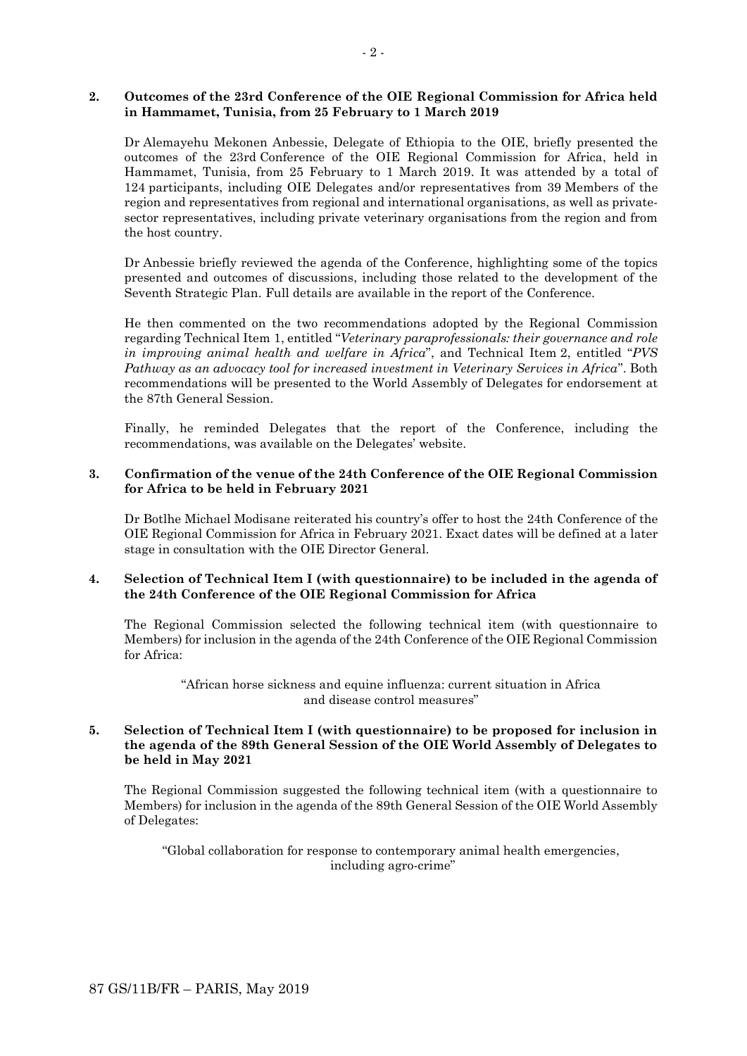**2. Outcomes of the 23rd Conference of the OIE Regional Commission for Africa held in Hammamet, Tunisia, from 25 February to 1 March 2019**

Dr Alemayehu Mekonen Anbessie, Delegate of Ethiopia to the OIE, briefly presented the outcomes of the 23rd Conference of the OIE Regional Commission for Africa, held in Hammamet, Tunisia, from 25 February to 1 March 2019. It was attended by a total of 124 participants, including OIE Delegates and/or representatives from 39 Members of the region and representatives from regional and international organisations, as well as private-sector representatives, including private veterinary organisations from the region and from the host country.

Dr Anbessie briefly reviewed the agenda of the Conference, highlighting some of the topics presented and outcomes of discussions, including those related to the development of the Seventh Strategic Plan. Full details are available in the report of the Conference.

He then commented on the two recommendations adopted by the Regional Commission regarding Technical Item 1, entitled "*Veterinary paraprofessionals: their governance and role in improving animal health and welfare in Africa*", and Technical Item 2, entitled "*PVS Pathway as an advocacy tool for increased investment in Veterinary Services in Africa*". Both recommendations will be presented to the World Assembly of Delegates for endorsement at the 87th General Session.

Finally, he reminded Delegates that the report of the Conference, including the recommendations, was available on the Delegates' website.

**3. Confirmation of the venue of the 24th Conference of the OIE Regional Commission for Africa to be held in February 2021**

Dr Botlhe Michael Modisane reiterated his country's offer to host the 24th Conference of the OIE Regional Commission for Africa in February 2021. Exact dates will be defined at a later stage in consultation with the OIE Director General.

**4. Selection of Technical Item I (with questionnaire) to be included in the agenda of the 24th Conference of the OIE Regional Commission for Africa**

The Regional Commission selected the following technical item (with questionnaire to Members) for inclusion in the agenda of the 24th Conference of the OIE Regional Commission for Africa:

"African horse sickness and equine influenza: current situation in Africa and disease control measures"

**5. Selection of Technical Item I (with questionnaire) to be proposed for inclusion in the agenda of the 89th General Session of the OIE World Assembly of Delegates to be held in May 2021**

The Regional Commission suggested the following technical item (with a questionnaire to Members) for inclusion in the agenda of the 89th General Session of the OIE World Assembly of Delegates:

"Global collaboration for response to contemporary animal health emergencies, including agro-crime"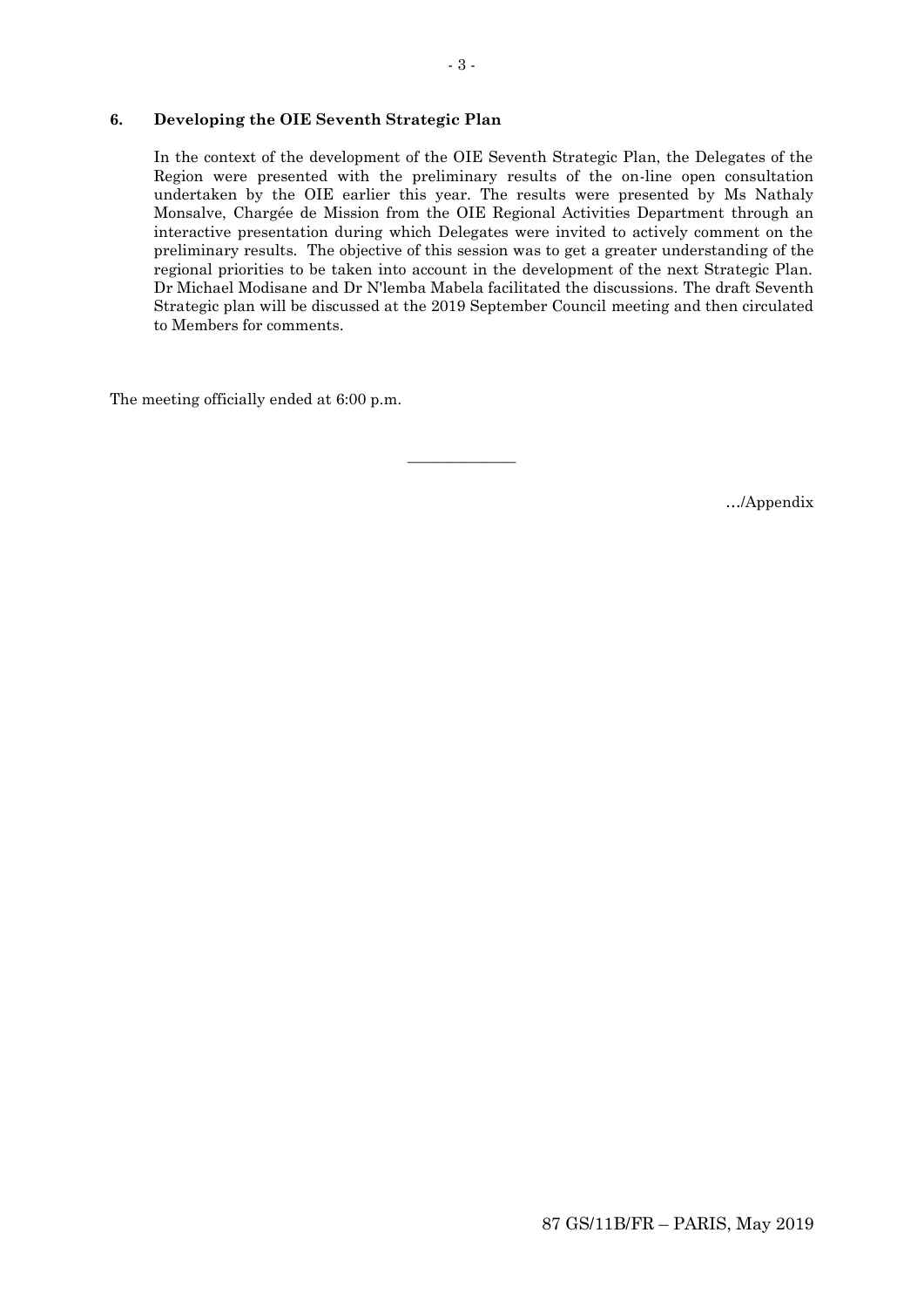## 6. Developing the OIE Seventh Strategic Plan

In the context of the development of the OIE Seventh Strategic Plan, the Delegates of the Region were presented with the preliminary results of the on-line open consultation undertaken by the OIE earlier this year. The results were presented by Ms Nathaly Monsalve, Chargée de Mission from the OIE Regional Activities Department through an interactive presentation during which Delegates were invited to actively comment on the preliminary results. The objective of this session was to get a greater understanding of the regional priorities to be taken into account in the development of the next Strategic Plan. Dr Michael Modisane and Dr N'lemba Mabela facilitated the discussions. The draft Seventh Strategic plan will be discussed at the 2019 September Council meeting and then circulated to Members for comments.

The meeting officially ended at 6:00 p.m.

---

…/Appendix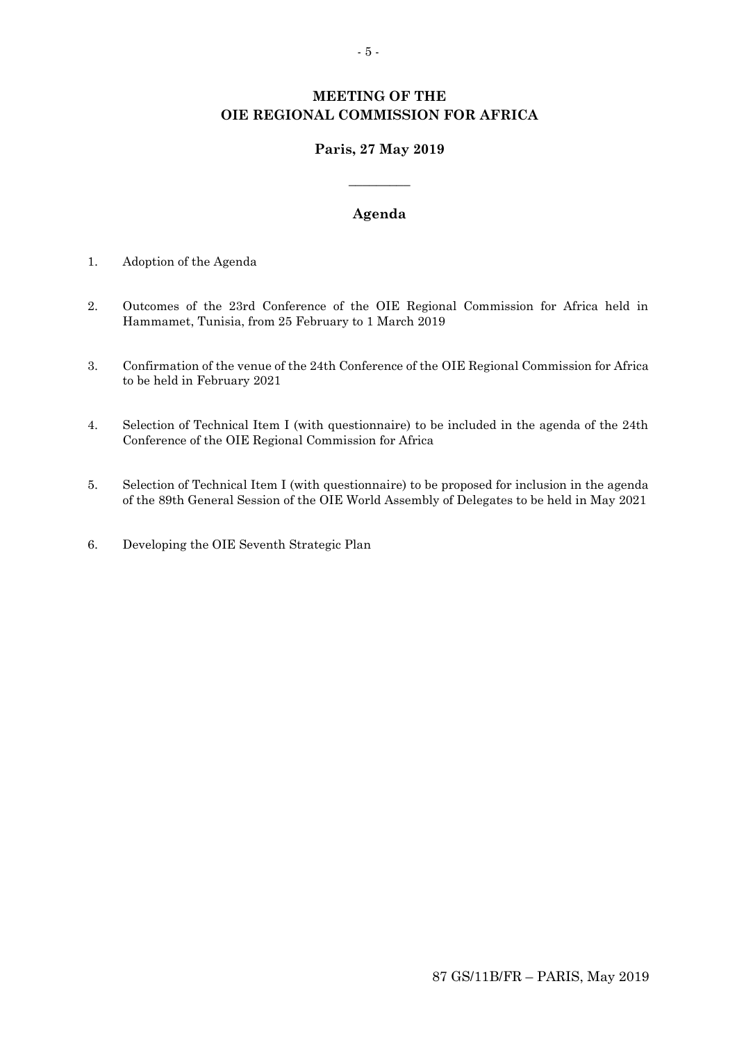# MEETING OF THE OIE REGIONAL COMMISSION FOR AFRICA

**Paris, 27 May 2019**

---

## Agenda

1. Adoption of the Agenda

2. Outcomes of the 23rd Conference of the OIE Regional Commission for Africa held in Hammamet, Tunisia, from 25 February to 1 March 2019

3. Confirmation of the venue of the 24th Conference of the OIE Regional Commission for Africa to be held in February 2021

4. Selection of Technical Item I (with questionnaire) to be included in the agenda of the 24th Conference of the OIE Regional Commission for Africa

5. Selection of Technical Item I (with questionnaire) to be proposed for inclusion in the agenda of the 89th General Session of the OIE World Assembly of Delegates to be held in May 2021

6. Developing the OIE Seventh Strategic Plan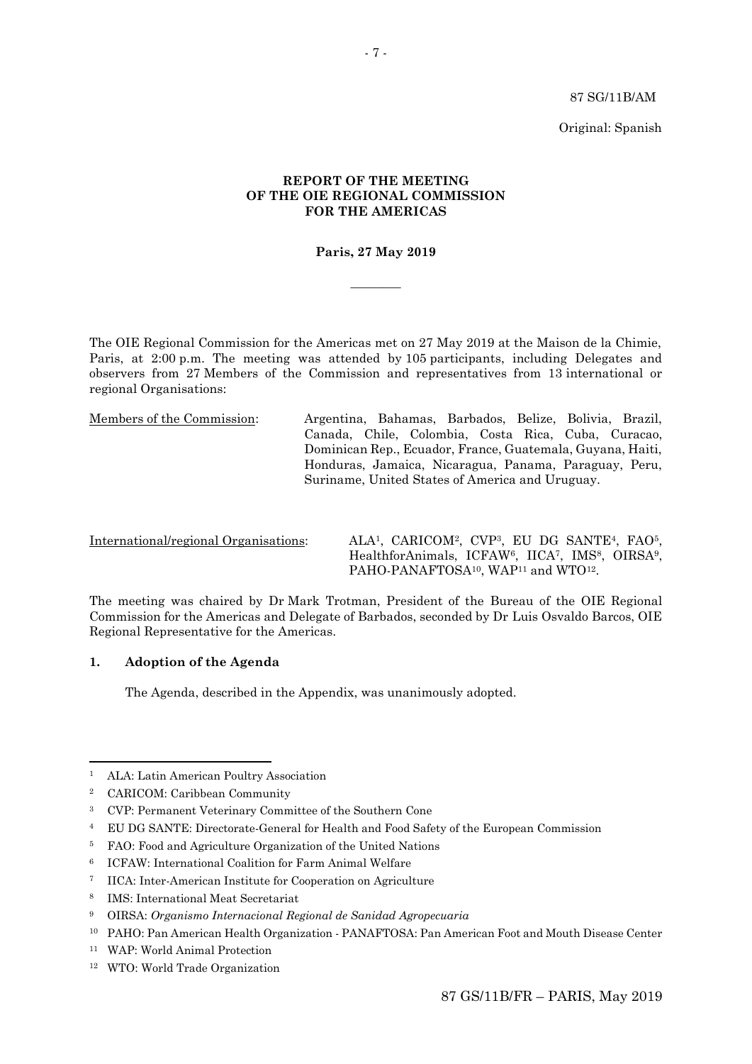87 SG/11B/AM

Original: Spanish

**REPORT OF THE MEETING**
**OF THE OIE REGIONAL COMMISSION**
**FOR THE AMERICAS**

**Paris, 27 May 2019**

\_\_\_\_\_\_\_\_

The OIE Regional Commission for the Americas met on 27 May 2019 at the Maison de la Chimie, Paris, at 2:00 p.m. The meeting was attended by 105 participants, including Delegates and observers from 27 Members of the Commission and representatives from 13 international or regional Organisations:

Members of the Commission: Argentina, Bahamas, Barbados, Belize, Bolivia, Brazil, Canada, Chile, Colombia, Costa Rica, Cuba, Curacao, Dominican Rep., Ecuador, France, Guatemala, Guyana, Haiti, Honduras, Jamaica, Nicaragua, Panama, Paraguay, Peru, Suriname, United States of America and Uruguay.

International/regional Organisations: ALA[1], CARICOM[2], CVP[3], EU DG SANTE[4], FAO[5], HealthforAnimals, ICFAW[6], IICA[7], IMS[8], OIRSA[9], PAHO-PANAFTOSA[10], WAP[11] and WTO[12].

The meeting was chaired by Dr Mark Trotman, President of the Bureau of the OIE Regional Commission for the Americas and Delegate of Barbados, seconded by Dr Luis Osvaldo Barcos, OIE Regional Representative for the Americas.

## 1. Adoption of the Agenda

The Agenda, described in the Appendix, was unanimously adopted.

---

[1] ALA: Latin American Poultry Association

[2] CARICOM: Caribbean Community

[3] CVP: Permanent Veterinary Committee of the Southern Cone

[4] EU DG SANTE: Directorate-General for Health and Food Safety of the European Commission

[5] FAO: Food and Agriculture Organization of the United Nations

[6] ICFAW: International Coalition for Farm Animal Welfare

[7] IICA: Inter-American Institute for Cooperation on Agriculture

[8] IMS: International Meat Secretariat

[9] OIRSA: *Organismo Internacional Regional de Sanidad Agropecuaria*

[10] PAHO: Pan American Health Organization - PANAFTOSA: Pan American Foot and Mouth Disease Center

[11] WAP: World Animal Protection

[12] WTO: World Trade Organization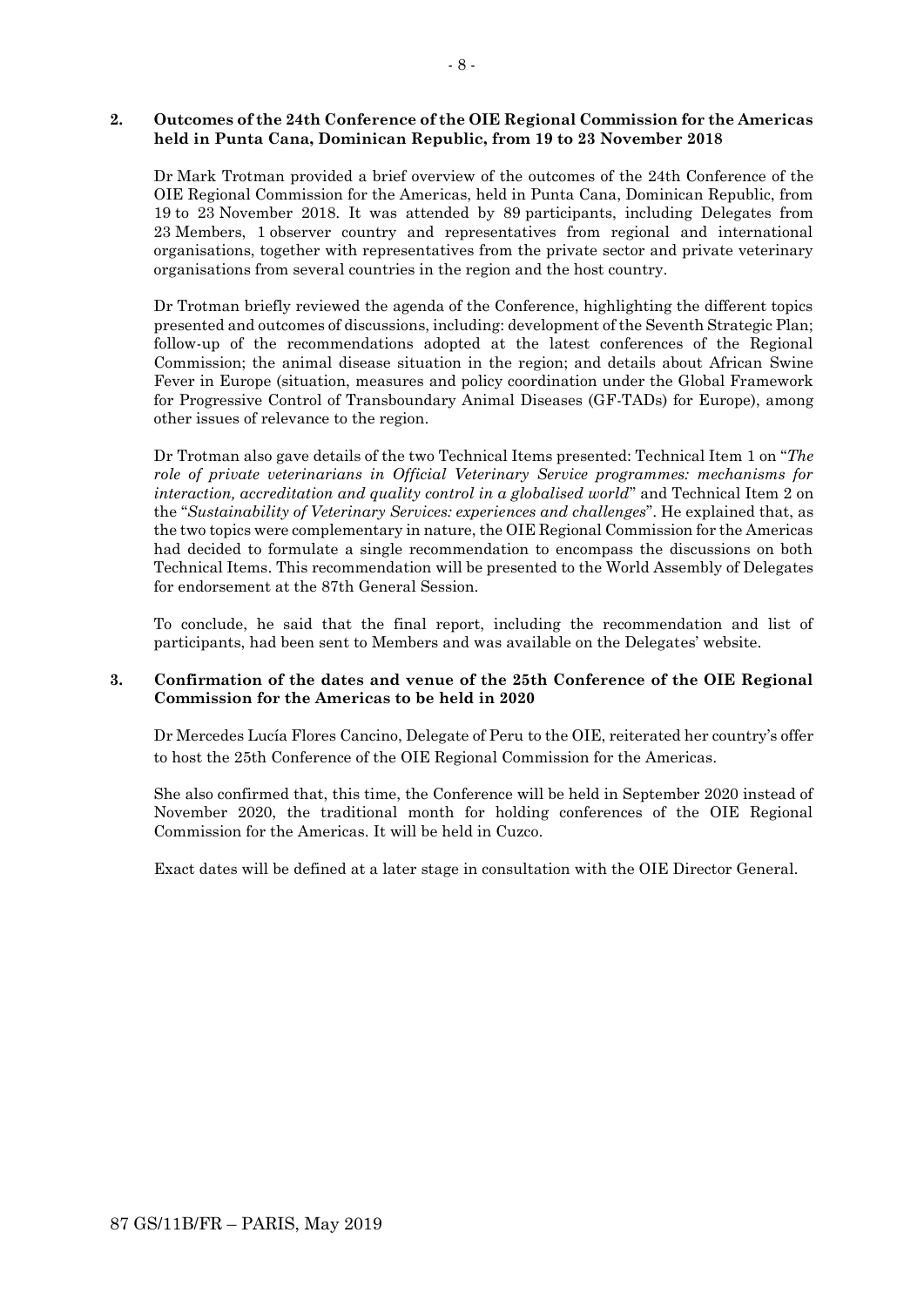**2. Outcomes of the 24th Conference of the OIE Regional Commission for the Americas held in Punta Cana, Dominican Republic, from 19 to 23 November 2018**

Dr Mark Trotman provided a brief overview of the outcomes of the 24th Conference of the OIE Regional Commission for the Americas, held in Punta Cana, Dominican Republic, from 19 to 23 November 2018. It was attended by 89 participants, including Delegates from 23 Members, 1 observer country and representatives from regional and international organisations, together with representatives from the private sector and private veterinary organisations from several countries in the region and the host country.

Dr Trotman briefly reviewed the agenda of the Conference, highlighting the different topics presented and outcomes of discussions, including: development of the Seventh Strategic Plan; follow-up of the recommendations adopted at the latest conferences of the Regional Commission; the animal disease situation in the region; and details about African Swine Fever in Europe (situation, measures and policy coordination under the Global Framework for Progressive Control of Transboundary Animal Diseases (GF-TADs) for Europe), among other issues of relevance to the region.

Dr Trotman also gave details of the two Technical Items presented: Technical Item 1 on "*The role of private veterinarians in Official Veterinary Service programmes: mechanisms for interaction, accreditation and quality control in a globalised world*" and Technical Item 2 on the "*Sustainability of Veterinary Services: experiences and challenges*". He explained that, as the two topics were complementary in nature, the OIE Regional Commission for the Americas had decided to formulate a single recommendation to encompass the discussions on both Technical Items. This recommendation will be presented to the World Assembly of Delegates for endorsement at the 87th General Session.

To conclude, he said that the final report, including the recommendation and list of participants, had been sent to Members and was available on the Delegates' website.

**3. Confirmation of the dates and venue of the 25th Conference of the OIE Regional Commission for the Americas to be held in 2020**

Dr Mercedes Lucía Flores Cancino, Delegate of Peru to the OIE, reiterated her country's offer to host the 25th Conference of the OIE Regional Commission for the Americas.

She also confirmed that, this time, the Conference will be held in September 2020 instead of November 2020, the traditional month for holding conferences of the OIE Regional Commission for the Americas. It will be held in Cuzco.

Exact dates will be defined at a later stage in consultation with the OIE Director General.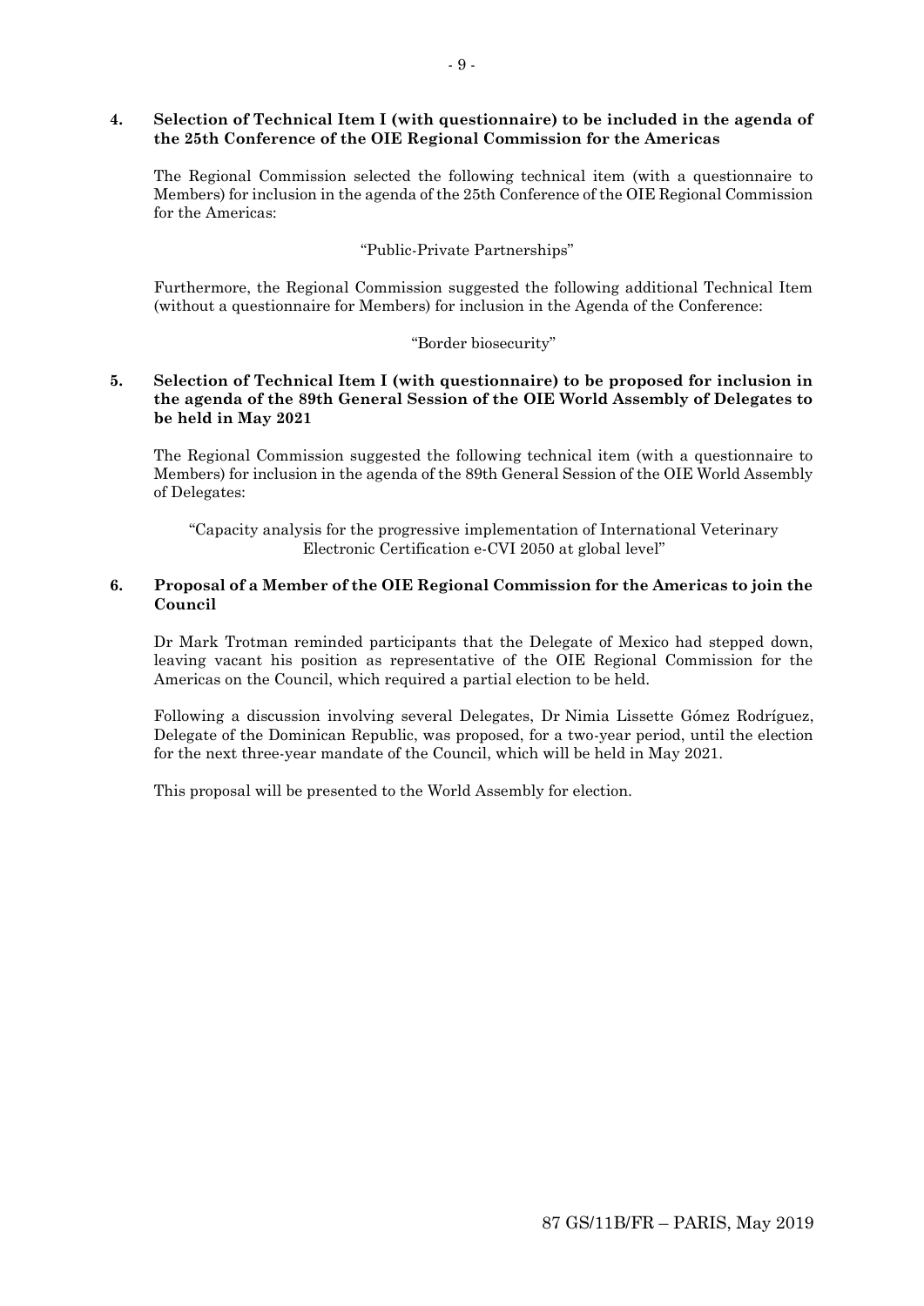**4. Selection of Technical Item I (with questionnaire) to be included in the agenda of the 25th Conference of the OIE Regional Commission for the Americas**

The Regional Commission selected the following technical item (with a questionnaire to Members) for inclusion in the agenda of the 25th Conference of the OIE Regional Commission for the Americas:

"Public-Private Partnerships"

Furthermore, the Regional Commission suggested the following additional Technical Item (without a questionnaire for Members) for inclusion in the Agenda of the Conference:

"Border biosecurity"

**5. Selection of Technical Item I (with questionnaire) to be proposed for inclusion in the agenda of the 89th General Session of the OIE World Assembly of Delegates to be held in May 2021**

The Regional Commission suggested the following technical item (with a questionnaire to Members) for inclusion in the agenda of the 89th General Session of the OIE World Assembly of Delegates:

"Capacity analysis for the progressive implementation of International Veterinary Electronic Certification e-CVI 2050 at global level"

**6. Proposal of a Member of the OIE Regional Commission for the Americas to join the Council**

Dr Mark Trotman reminded participants that the Delegate of Mexico had stepped down, leaving vacant his position as representative of the OIE Regional Commission for the Americas on the Council, which required a partial election to be held.

Following a discussion involving several Delegates, Dr Nimia Lissette Gómez Rodríguez, Delegate of the Dominican Republic, was proposed, for a two-year period, until the election for the next three-year mandate of the Council, which will be held in May 2021.

This proposal will be presented to the World Assembly for election.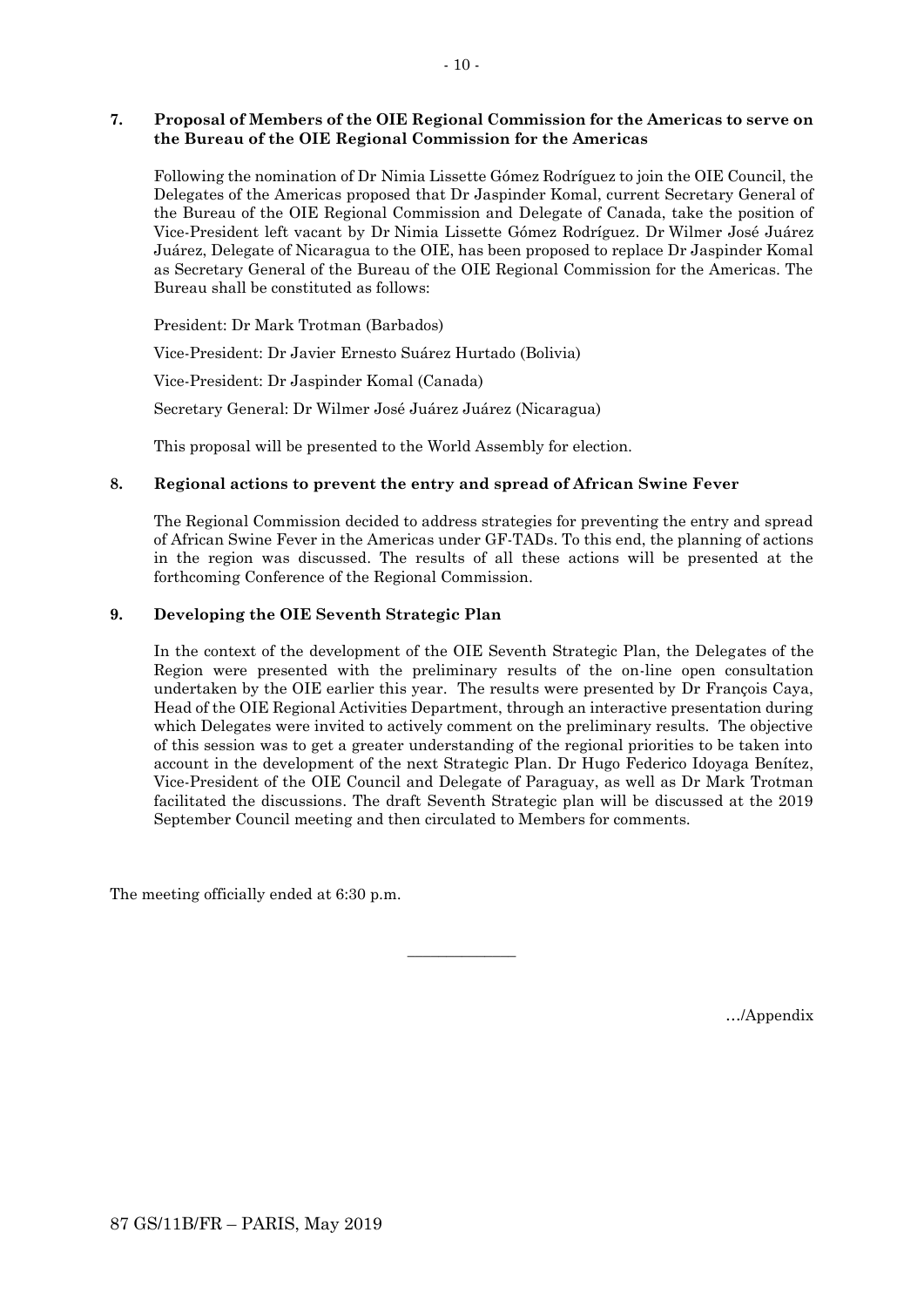## 7. Proposal of Members of the OIE Regional Commission for the Americas to serve on the Bureau of the OIE Regional Commission for the Americas

Following the nomination of Dr Nimia Lissette Gómez Rodríguez to join the OIE Council, the Delegates of the Americas proposed that Dr Jaspinder Komal, current Secretary General of the Bureau of the OIE Regional Commission and Delegate of Canada, take the position of Vice-President left vacant by Dr Nimia Lissette Gómez Rodríguez. Dr Wilmer José Juárez Juárez, Delegate of Nicaragua to the OIE, has been proposed to replace Dr Jaspinder Komal as Secretary General of the Bureau of the OIE Regional Commission for the Americas. The Bureau shall be constituted as follows:

President: Dr Mark Trotman (Barbados)

Vice-President: Dr Javier Ernesto Suárez Hurtado (Bolivia)

Vice-President: Dr Jaspinder Komal (Canada)

Secretary General: Dr Wilmer José Juárez Juárez (Nicaragua)

This proposal will be presented to the World Assembly for election.

## 8. Regional actions to prevent the entry and spread of African Swine Fever

The Regional Commission decided to address strategies for preventing the entry and spread of African Swine Fever in the Americas under GF-TADs. To this end, the planning of actions in the region was discussed. The results of all these actions will be presented at the forthcoming Conference of the Regional Commission.

## 9. Developing the OIE Seventh Strategic Plan

In the context of the development of the OIE Seventh Strategic Plan, the Delegates of the Region were presented with the preliminary results of the on-line open consultation undertaken by the OIE earlier this year. The results were presented by Dr François Caya, Head of the OIE Regional Activities Department, through an interactive presentation during which Delegates were invited to actively comment on the preliminary results. The objective of this session was to get a greater understanding of the regional priorities to be taken into account in the development of the next Strategic Plan. Dr Hugo Federico Idoyaga Benítez, Vice-President of the OIE Council and Delegate of Paraguay, as well as Dr Mark Trotman facilitated the discussions. The draft Seventh Strategic plan will be discussed at the 2019 September Council meeting and then circulated to Members for comments.

The meeting officially ended at 6:30 p.m.

_______________

…/Appendix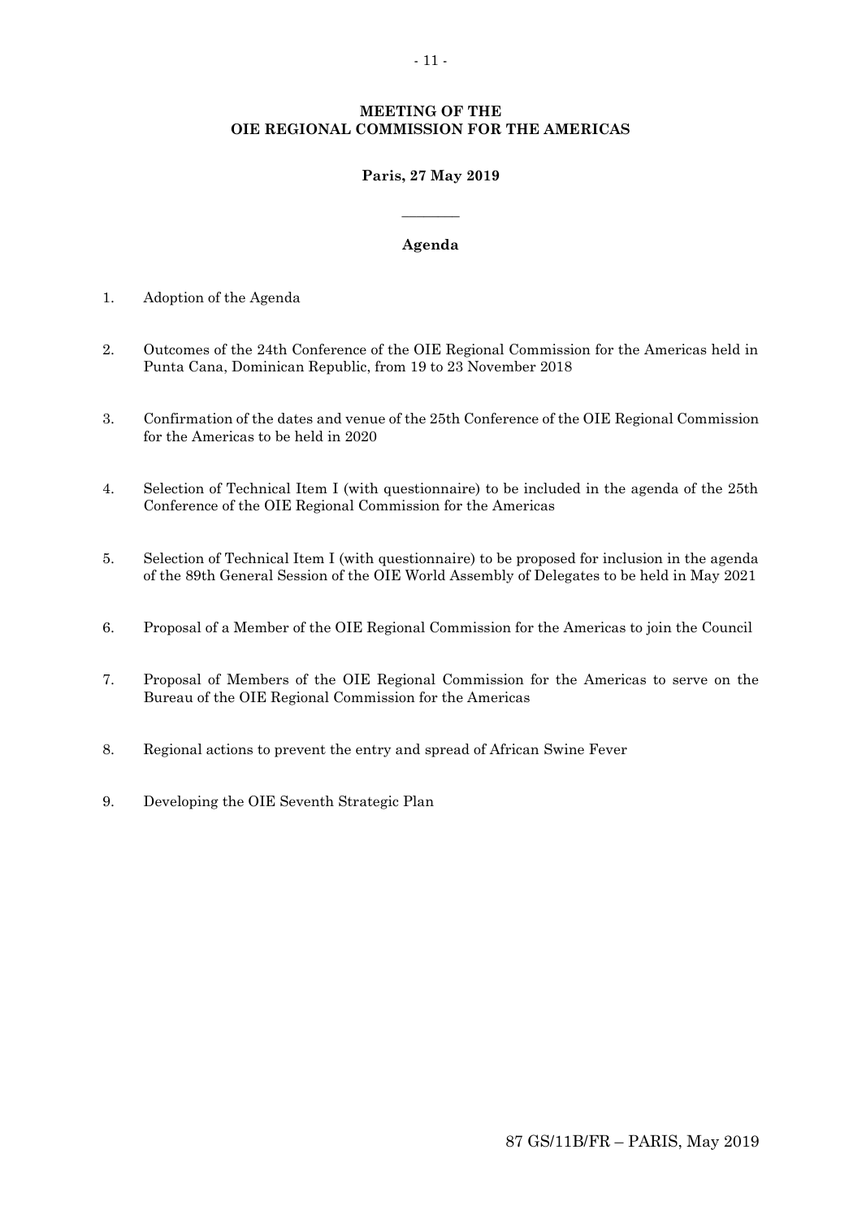**MEETING OF THE**
**OIE REGIONAL COMMISSION FOR THE AMERICAS**

**Paris, 27 May 2019**

________

**Agenda**

1. Adoption of the Agenda

2. Outcomes of the 24th Conference of the OIE Regional Commission for the Americas held in Punta Cana, Dominican Republic, from 19 to 23 November 2018

3. Confirmation of the dates and venue of the 25th Conference of the OIE Regional Commission for the Americas to be held in 2020

4. Selection of Technical Item I (with questionnaire) to be included in the agenda of the 25th Conference of the OIE Regional Commission for the Americas

5. Selection of Technical Item I (with questionnaire) to be proposed for inclusion in the agenda of the 89th General Session of the OIE World Assembly of Delegates to be held in May 2021

6. Proposal of a Member of the OIE Regional Commission for the Americas to join the Council

7. Proposal of Members of the OIE Regional Commission for the Americas to serve on the Bureau of the OIE Regional Commission for the Americas

8. Regional actions to prevent the entry and spread of African Swine Fever

9. Developing the OIE Seventh Strategic Plan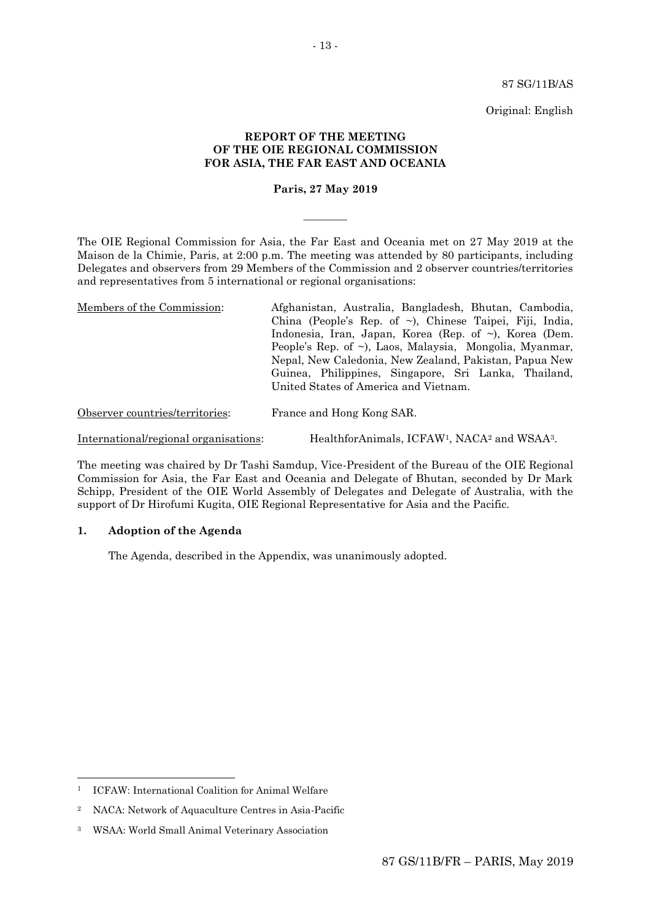87 SG/11B/AS

Original: English

**REPORT OF THE MEETING OF THE OIE REGIONAL COMMISSION FOR ASIA, THE FAR EAST AND OCEANIA**

**Paris, 27 May 2019**

\_\_\_\_\_\_\_\_

The OIE Regional Commission for Asia, the Far East and Oceania met on 27 May 2019 at the Maison de la Chimie, Paris, at 2:00 p.m. The meeting was attended by 80 participants, including Delegates and observers from 29 Members of the Commission and 2 observer countries/territories and representatives from 5 international or regional organisations:

Members of the Commission: Afghanistan, Australia, Bangladesh, Bhutan, Cambodia, China (People's Rep. of ~), Chinese Taipei, Fiji, India, Indonesia, Iran, Japan, Korea (Rep. of ~), Korea (Dem. People's Rep. of ~), Laos, Malaysia, Mongolia, Myanmar, Nepal, New Caledonia, New Zealand, Pakistan, Papua New Guinea, Philippines, Singapore, Sri Lanka, Thailand, United States of America and Vietnam.

Observer countries/territories: France and Hong Kong SAR.

International/regional organisations: HealthforAnimals, ICFAW[1], NACA[2] and WSAA[3].

The meeting was chaired by Dr Tashi Samdup, Vice-President of the Bureau of the OIE Regional Commission for Asia, the Far East and Oceania and Delegate of Bhutan, seconded by Dr Mark Schipp, President of the OIE World Assembly of Delegates and Delegate of Australia, with the support of Dr Hirofumi Kugita, OIE Regional Representative for Asia and the Pacific.

**1. Adoption of the Agenda**

The Agenda, described in the Appendix, was unanimously adopted.

[1] ICFAW: International Coalition for Animal Welfare

[2] NACA: Network of Aquaculture Centres in Asia-Pacific

[3] WSAA: World Small Animal Veterinary Association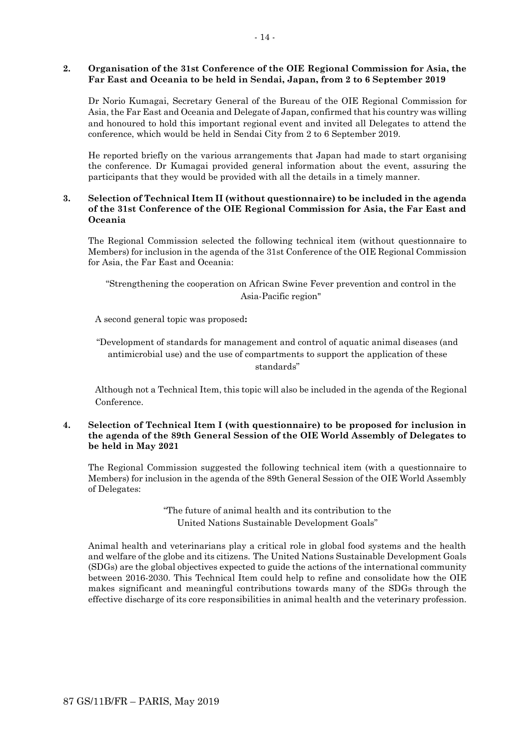**2. Organisation of the 31st Conference of the OIE Regional Commission for Asia, the Far East and Oceania to be held in Sendai, Japan, from 2 to 6 September 2019**

Dr Norio Kumagai, Secretary General of the Bureau of the OIE Regional Commission for Asia, the Far East and Oceania and Delegate of Japan, confirmed that his country was willing and honoured to hold this important regional event and invited all Delegates to attend the conference, which would be held in Sendai City from 2 to 6 September 2019.

He reported briefly on the various arrangements that Japan had made to start organising the conference. Dr Kumagai provided general information about the event, assuring the participants that they would be provided with all the details in a timely manner.

**3. Selection of Technical Item II (without questionnaire) to be included in the agenda of the 31st Conference of the OIE Regional Commission for Asia, the Far East and Oceania**

The Regional Commission selected the following technical item (without questionnaire to Members) for inclusion in the agenda of the 31st Conference of the OIE Regional Commission for Asia, the Far East and Oceania:

"Strengthening the cooperation on African Swine Fever prevention and control in the Asia-Pacific region"

A second general topic was proposed**:**

"Development of standards for management and control of aquatic animal diseases (and antimicrobial use) and the use of compartments to support the application of these standards"

Although not a Technical Item, this topic will also be included in the agenda of the Regional Conference.

**4. Selection of Technical Item I (with questionnaire) to be proposed for inclusion in the agenda of the 89th General Session of the OIE World Assembly of Delegates to be held in May 2021**

The Regional Commission suggested the following technical item (with a questionnaire to Members) for inclusion in the agenda of the 89th General Session of the OIE World Assembly of Delegates:

"The future of animal health and its contribution to the United Nations Sustainable Development Goals"

Animal health and veterinarians play a critical role in global food systems and the health and welfare of the globe and its citizens. The United Nations Sustainable Development Goals (SDGs) are the global objectives expected to guide the actions of the international community between 2016-2030. This Technical Item could help to refine and consolidate how the OIE makes significant and meaningful contributions towards many of the SDGs through the effective discharge of its core responsibilities in animal health and the veterinary profession.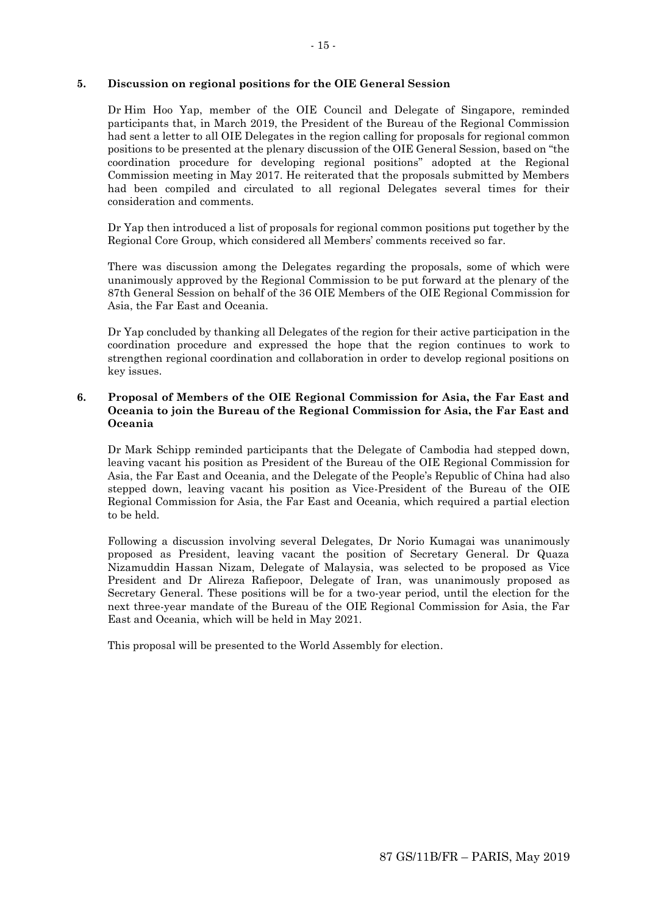**5. Discussion on regional positions for the OIE General Session**

Dr Him Hoo Yap, member of the OIE Council and Delegate of Singapore, reminded participants that, in March 2019, the President of the Bureau of the Regional Commission had sent a letter to all OIE Delegates in the region calling for proposals for regional common positions to be presented at the plenary discussion of the OIE General Session, based on "the coordination procedure for developing regional positions" adopted at the Regional Commission meeting in May 2017. He reiterated that the proposals submitted by Members had been compiled and circulated to all regional Delegates several times for their consideration and comments.

Dr Yap then introduced a list of proposals for regional common positions put together by the Regional Core Group, which considered all Members' comments received so far.

There was discussion among the Delegates regarding the proposals, some of which were unanimously approved by the Regional Commission to be put forward at the plenary of the 87th General Session on behalf of the 36 OIE Members of the OIE Regional Commission for Asia, the Far East and Oceania.

Dr Yap concluded by thanking all Delegates of the region for their active participation in the coordination procedure and expressed the hope that the region continues to work to strengthen regional coordination and collaboration in order to develop regional positions on key issues.

**6. Proposal of Members of the OIE Regional Commission for Asia, the Far East and Oceania to join the Bureau of the Regional Commission for Asia, the Far East and Oceania**

Dr Mark Schipp reminded participants that the Delegate of Cambodia had stepped down, leaving vacant his position as President of the Bureau of the OIE Regional Commission for Asia, the Far East and Oceania, and the Delegate of the People's Republic of China had also stepped down, leaving vacant his position as Vice-President of the Bureau of the OIE Regional Commission for Asia, the Far East and Oceania, which required a partial election to be held.

Following a discussion involving several Delegates, Dr Norio Kumagai was unanimously proposed as President, leaving vacant the position of Secretary General. Dr Quaza Nizamuddin Hassan Nizam, Delegate of Malaysia, was selected to be proposed as Vice President and Dr Alireza Rafiepoor, Delegate of Iran, was unanimously proposed as Secretary General. These positions will be for a two-year period, until the election for the next three-year mandate of the Bureau of the OIE Regional Commission for Asia, the Far East and Oceania, which will be held in May 2021.

This proposal will be presented to the World Assembly for election.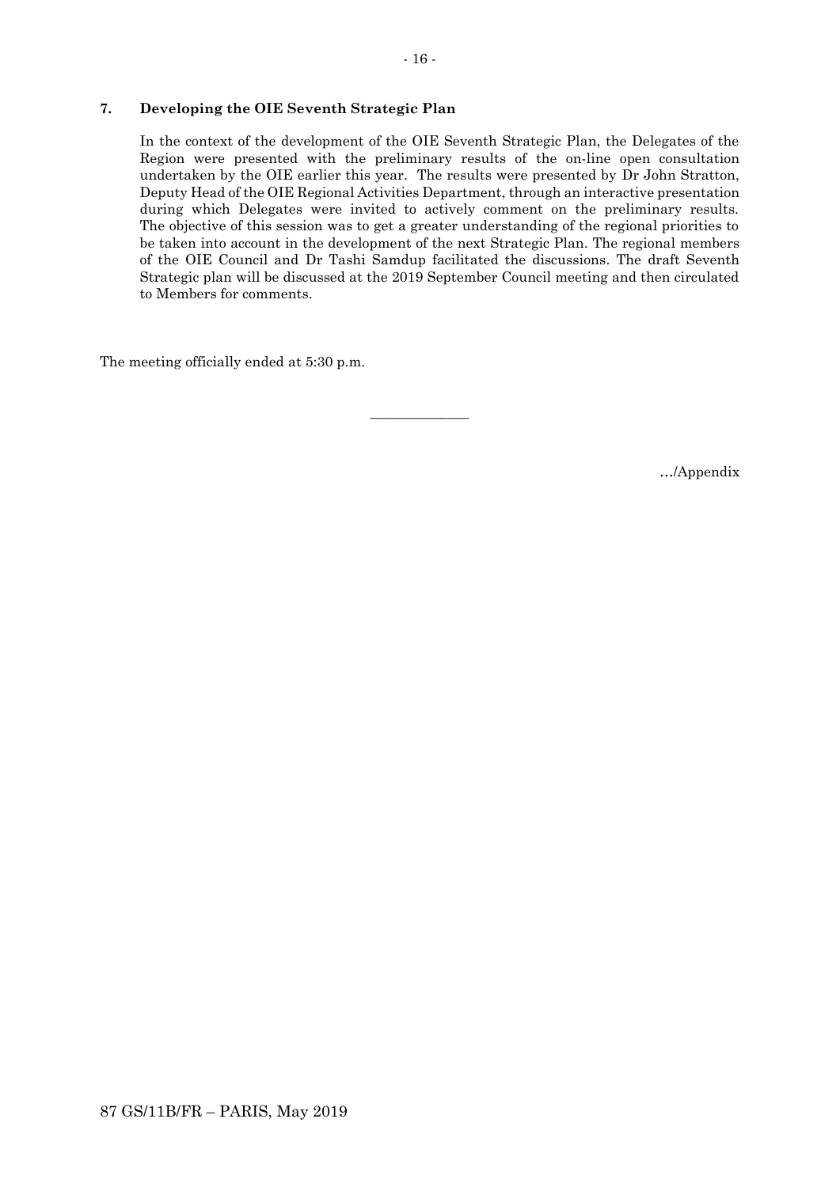## 7. Developing the OIE Seventh Strategic Plan

In the context of the development of the OIE Seventh Strategic Plan, the Delegates of the Region were presented with the preliminary results of the on-line open consultation undertaken by the OIE earlier this year. The results were presented by Dr John Stratton, Deputy Head of the OIE Regional Activities Department, through an interactive presentation during which Delegates were invited to actively comment on the preliminary results. The objective of this session was to get a greater understanding of the regional priorities to be taken into account in the development of the next Strategic Plan. The regional members of the OIE Council and Dr Tashi Samdup facilitated the discussions. The draft Seventh Strategic plan will be discussed at the 2019 September Council meeting and then circulated to Members for comments.

The meeting officially ended at 5:30 p.m.

---

…/Appendix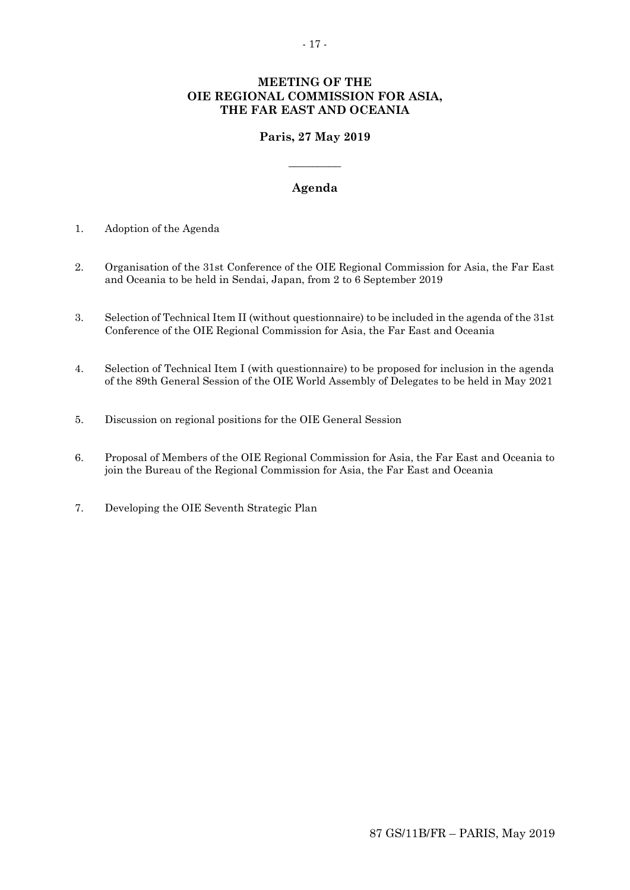# MEETING OF THE OIE REGIONAL COMMISSION FOR ASIA, THE FAR EAST AND OCEANIA

## Paris, 27 May 2019

---

## Agenda

1. Adoption of the Agenda

2. Organisation of the 31st Conference of the OIE Regional Commission for Asia, the Far East and Oceania to be held in Sendai, Japan, from 2 to 6 September 2019

3. Selection of Technical Item II (without questionnaire) to be included in the agenda of the 31st Conference of the OIE Regional Commission for Asia, the Far East and Oceania

4. Selection of Technical Item I (with questionnaire) to be proposed for inclusion in the agenda of the 89th General Session of the OIE World Assembly of Delegates to be held in May 2021

5. Discussion on regional positions for the OIE General Session

6. Proposal of Members of the OIE Regional Commission for Asia, the Far East and Oceania to join the Bureau of the Regional Commission for Asia, the Far East and Oceania

7. Developing the OIE Seventh Strategic Plan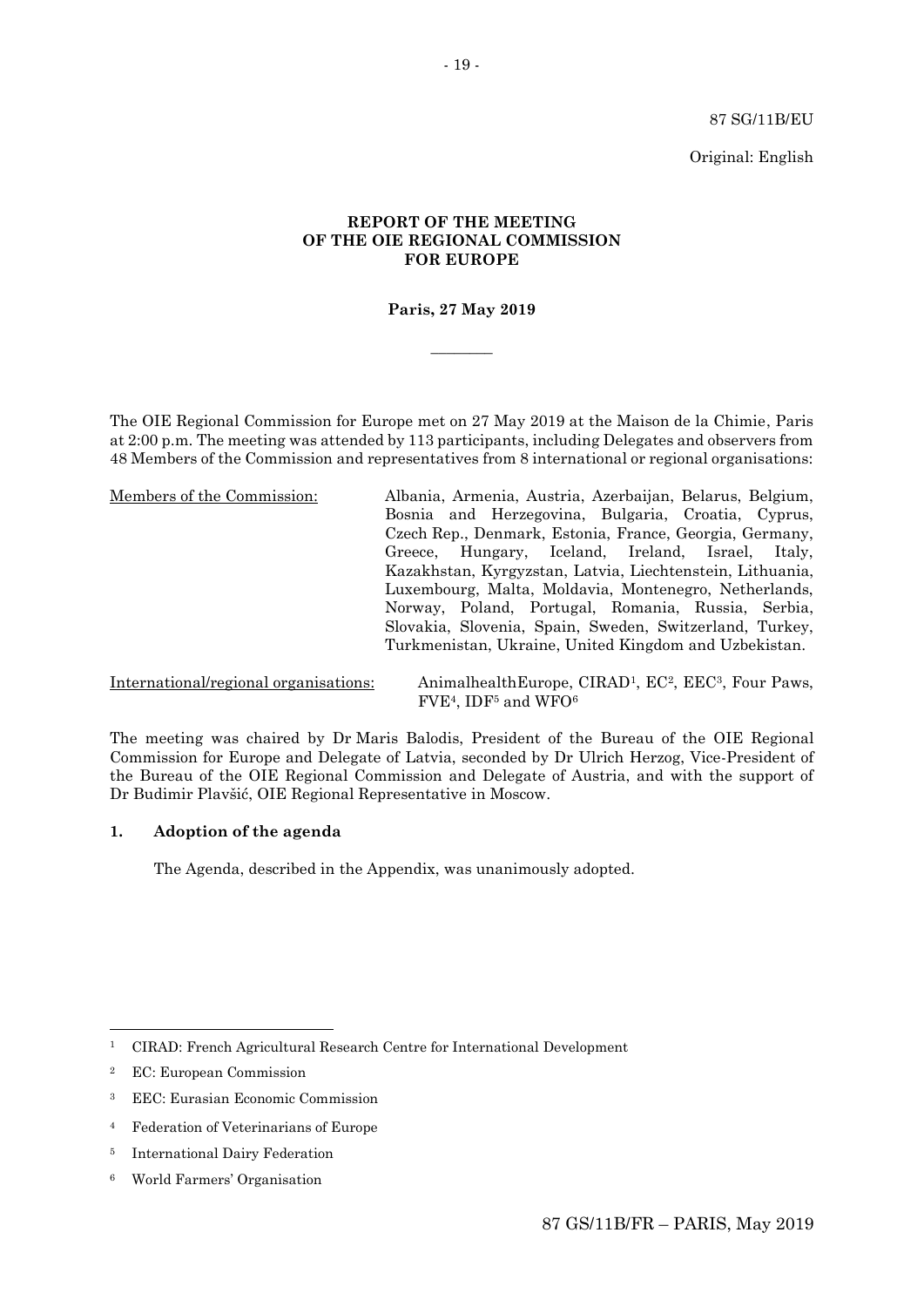87 SG/11B/EU

Original: English

**REPORT OF THE MEETING OF THE OIE REGIONAL COMMISSION FOR EUROPE**

**Paris, 27 May 2019**

\_\_\_\_\_\_\_\_

The OIE Regional Commission for Europe met on 27 May 2019 at the Maison de la Chimie, Paris at 2:00 p.m. The meeting was attended by 113 participants, including Delegates and observers from 48 Members of the Commission and representatives from 8 international or regional organisations:

| | |
|---|---|
| Members of the Commission: | Albania, Armenia, Austria, Azerbaijan, Belarus, Belgium, Bosnia and Herzegovina, Bulgaria, Croatia, Cyprus, Czech Rep., Denmark, Estonia, France, Georgia, Germany, Greece, Hungary, Iceland, Ireland, Israel, Italy, Kazakhstan, Kyrgyzstan, Latvia, Liechtenstein, Lithuania, Luxembourg, Malta, Moldavia, Montenegro, Netherlands, Norway, Poland, Portugal, Romania, Russia, Serbia, Slovakia, Slovenia, Spain, Sweden, Switzerland, Turkey, Turkmenistan, Ukraine, United Kingdom and Uzbekistan. |
| International/regional organisations: | AnimalhealthEurope, CIRAD[1], EC[2], EEC[3], Four Paws, FVE[4], IDF[5] and WFO[6] |

The meeting was chaired by Dr Maris Balodis, President of the Bureau of the OIE Regional Commission for Europe and Delegate of Latvia, seconded by Dr Ulrich Herzog, Vice-President of the Bureau of the OIE Regional Commission and Delegate of Austria, and with the support of Dr Budimir Plavšić, OIE Regional Representative in Moscow.

## 1. Adoption of the agenda

The Agenda, described in the Appendix, was unanimously adopted.

---

[1] CIRAD: French Agricultural Research Centre for International Development

[2] EC: European Commission

[3] EEC: Eurasian Economic Commission

[4] Federation of Veterinarians of Europe

[5] International Dairy Federation

[6] World Farmers' Organisation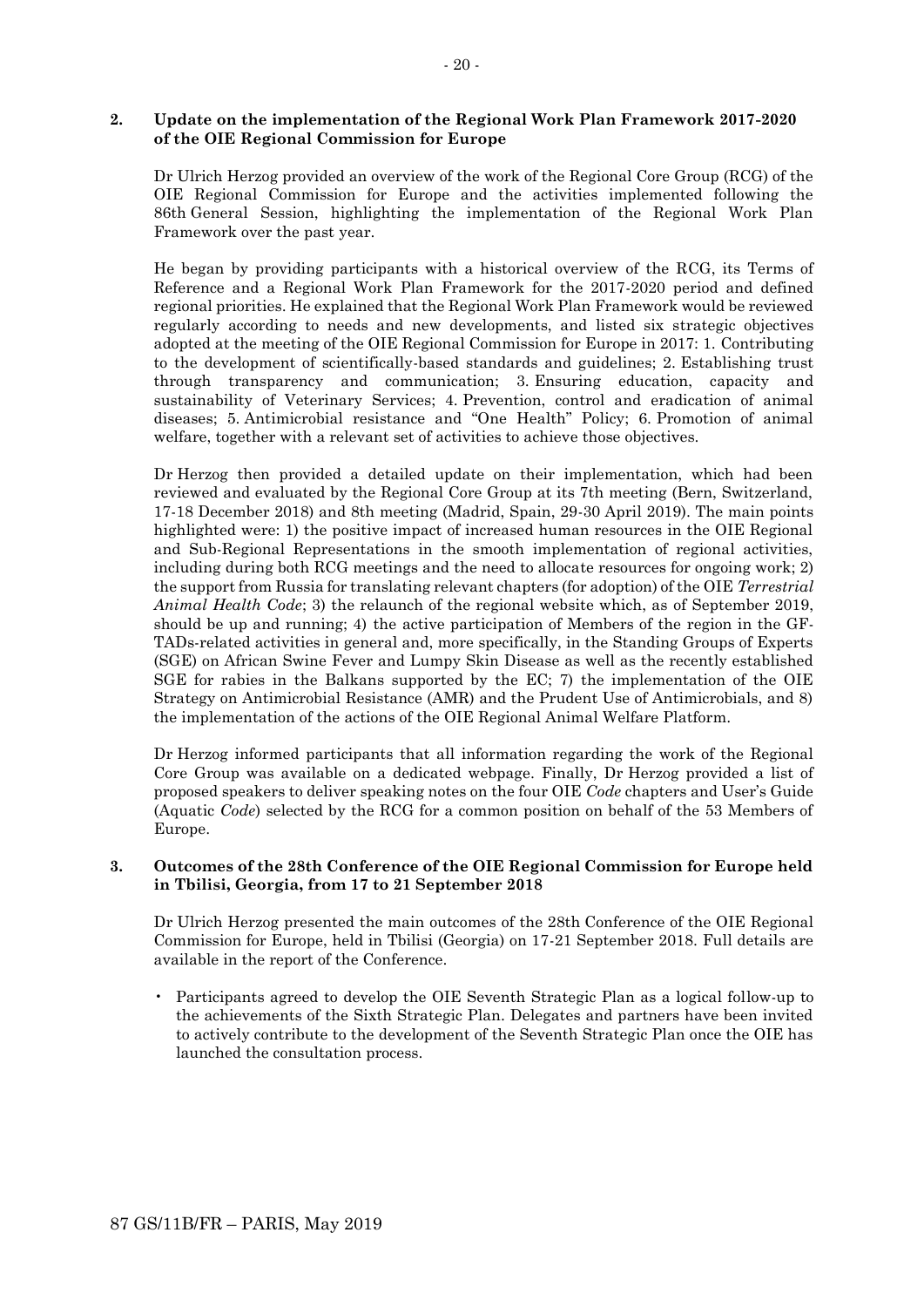**2. Update on the implementation of the Regional Work Plan Framework 2017-2020 of the OIE Regional Commission for Europe**

Dr Ulrich Herzog provided an overview of the work of the Regional Core Group (RCG) of the OIE Regional Commission for Europe and the activities implemented following the 86th General Session, highlighting the implementation of the Regional Work Plan Framework over the past year.

He began by providing participants with a historical overview of the RCG, its Terms of Reference and a Regional Work Plan Framework for the 2017-2020 period and defined regional priorities. He explained that the Regional Work Plan Framework would be reviewed regularly according to needs and new developments, and listed six strategic objectives adopted at the meeting of the OIE Regional Commission for Europe in 2017: 1. Contributing to the development of scientifically-based standards and guidelines; 2. Establishing trust through transparency and communication; 3. Ensuring education, capacity and sustainability of Veterinary Services; 4. Prevention, control and eradication of animal diseases; 5. Antimicrobial resistance and "One Health" Policy; 6. Promotion of animal welfare, together with a relevant set of activities to achieve those objectives.

Dr Herzog then provided a detailed update on their implementation, which had been reviewed and evaluated by the Regional Core Group at its 7th meeting (Bern, Switzerland, 17-18 December 2018) and 8th meeting (Madrid, Spain, 29-30 April 2019). The main points highlighted were: 1) the positive impact of increased human resources in the OIE Regional and Sub-Regional Representations in the smooth implementation of regional activities, including during both RCG meetings and the need to allocate resources for ongoing work; 2) the support from Russia for translating relevant chapters (for adoption) of the OIE *Terrestrial Animal Health Code*; 3) the relaunch of the regional website which, as of September 2019, should be up and running; 4) the active participation of Members of the region in the GF-TADs-related activities in general and, more specifically, in the Standing Groups of Experts (SGE) on African Swine Fever and Lumpy Skin Disease as well as the recently established SGE for rabies in the Balkans supported by the EC; 7) the implementation of the OIE Strategy on Antimicrobial Resistance (AMR) and the Prudent Use of Antimicrobials, and 8) the implementation of the actions of the OIE Regional Animal Welfare Platform.

Dr Herzog informed participants that all information regarding the work of the Regional Core Group was available on a dedicated webpage. Finally, Dr Herzog provided a list of proposed speakers to deliver speaking notes on the four OIE *Code* chapters and User's Guide (Aquatic *Code*) selected by the RCG for a common position on behalf of the 53 Members of Europe.

**3. Outcomes of the 28th Conference of the OIE Regional Commission for Europe held in Tbilisi, Georgia, from 17 to 21 September 2018**

Dr Ulrich Herzog presented the main outcomes of the 28th Conference of the OIE Regional Commission for Europe, held in Tbilisi (Georgia) on 17-21 September 2018. Full details are available in the report of the Conference.

- Participants agreed to develop the OIE Seventh Strategic Plan as a logical follow-up to the achievements of the Sixth Strategic Plan. Delegates and partners have been invited to actively contribute to the development of the Seventh Strategic Plan once the OIE has launched the consultation process.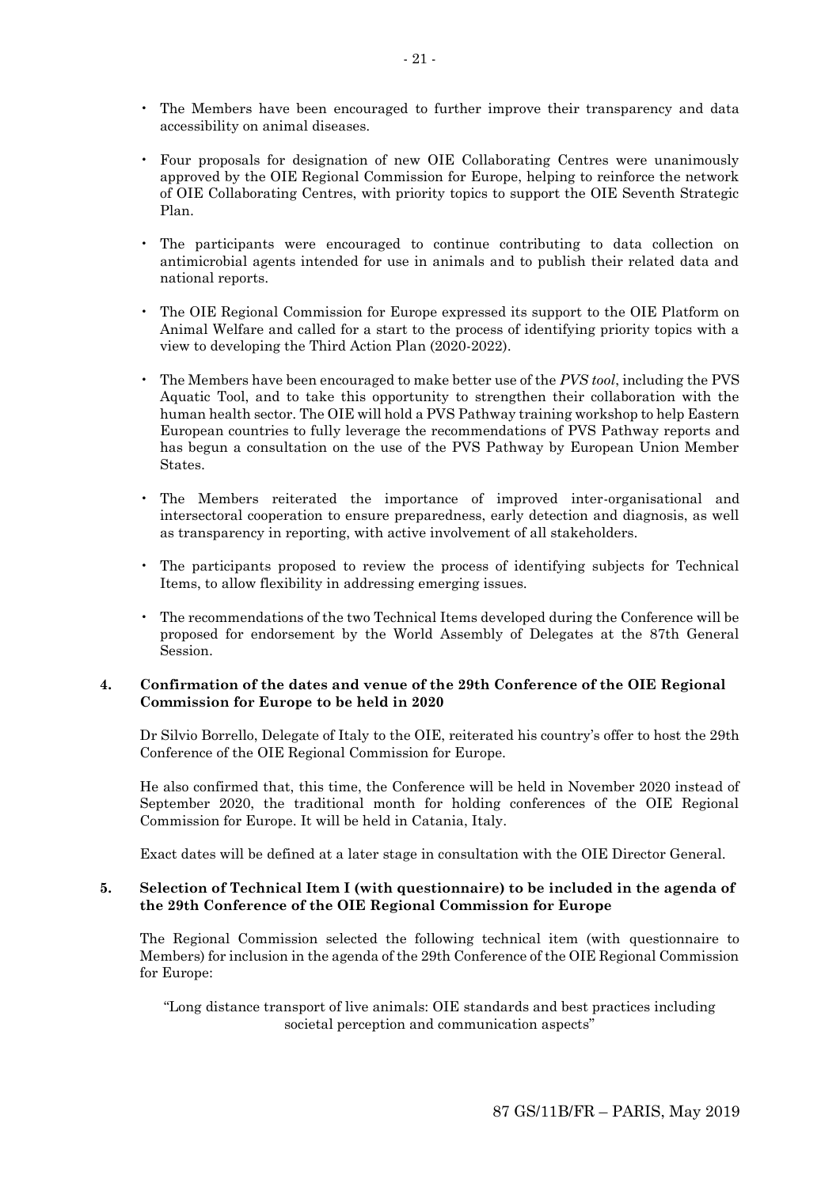- The Members have been encouraged to further improve their transparency and data accessibility on animal diseases.

- Four proposals for designation of new OIE Collaborating Centres were unanimously approved by the OIE Regional Commission for Europe, helping to reinforce the network of OIE Collaborating Centres, with priority topics to support the OIE Seventh Strategic Plan.

- The participants were encouraged to continue contributing to data collection on antimicrobial agents intended for use in animals and to publish their related data and national reports.

- The OIE Regional Commission for Europe expressed its support to the OIE Platform on Animal Welfare and called for a start to the process of identifying priority topics with a view to developing the Third Action Plan (2020-2022).

- The Members have been encouraged to make better use of the *PVS tool*, including the PVS Aquatic Tool, and to take this opportunity to strengthen their collaboration with the human health sector. The OIE will hold a PVS Pathway training workshop to help Eastern European countries to fully leverage the recommendations of PVS Pathway reports and has begun a consultation on the use of the PVS Pathway by European Union Member States.

- The Members reiterated the importance of improved inter-organisational and intersectoral cooperation to ensure preparedness, early detection and diagnosis, as well as transparency in reporting, with active involvement of all stakeholders.

- The participants proposed to review the process of identifying subjects for Technical Items, to allow flexibility in addressing emerging issues.

- The recommendations of the two Technical Items developed during the Conference will be proposed for endorsement by the World Assembly of Delegates at the 87th General Session.

**4. Confirmation of the dates and venue of the 29th Conference of the OIE Regional Commission for Europe to be held in 2020**

Dr Silvio Borrello, Delegate of Italy to the OIE, reiterated his country's offer to host the 29th Conference of the OIE Regional Commission for Europe.

He also confirmed that, this time, the Conference will be held in November 2020 instead of September 2020, the traditional month for holding conferences of the OIE Regional Commission for Europe. It will be held in Catania, Italy.

Exact dates will be defined at a later stage in consultation with the OIE Director General.

**5. Selection of Technical Item I (with questionnaire) to be included in the agenda of the 29th Conference of the OIE Regional Commission for Europe**

The Regional Commission selected the following technical item (with questionnaire to Members) for inclusion in the agenda of the 29th Conference of the OIE Regional Commission for Europe:

"Long distance transport of live animals: OIE standards and best practices including societal perception and communication aspects"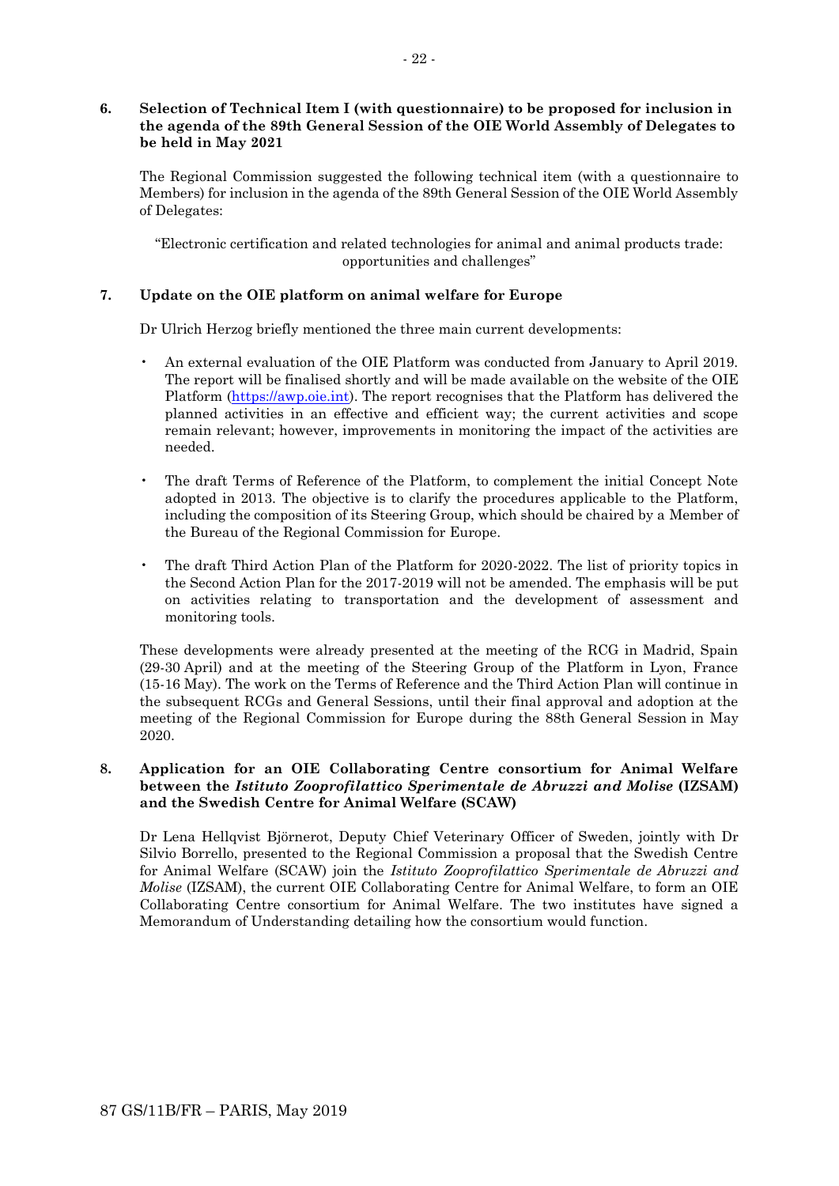**6. Selection of Technical Item I (with questionnaire) to be proposed for inclusion in the agenda of the 89th General Session of the OIE World Assembly of Delegates to be held in May 2021**

The Regional Commission suggested the following technical item (with a questionnaire to Members) for inclusion in the agenda of the 89th General Session of the OIE World Assembly of Delegates:

"Electronic certification and related technologies for animal and animal products trade: opportunities and challenges"

**7. Update on the OIE platform on animal welfare for Europe**

Dr Ulrich Herzog briefly mentioned the three main current developments:

- An external evaluation of the OIE Platform was conducted from January to April 2019. The report will be finalised shortly and will be made available on the website of the OIE Platform (https://awp.oie.int). The report recognises that the Platform has delivered the planned activities in an effective and efficient way; the current activities and scope remain relevant; however, improvements in monitoring the impact of the activities are needed.

- The draft Terms of Reference of the Platform, to complement the initial Concept Note adopted in 2013. The objective is to clarify the procedures applicable to the Platform, including the composition of its Steering Group, which should be chaired by a Member of the Bureau of the Regional Commission for Europe.

- The draft Third Action Plan of the Platform for 2020-2022. The list of priority topics in the Second Action Plan for the 2017-2019 will not be amended. The emphasis will be put on activities relating to transportation and the development of assessment and monitoring tools.

These developments were already presented at the meeting of the RCG in Madrid, Spain (29-30 April) and at the meeting of the Steering Group of the Platform in Lyon, France (15-16 May). The work on the Terms of Reference and the Third Action Plan will continue in the subsequent RCGs and General Sessions, until their final approval and adoption at the meeting of the Regional Commission for Europe during the 88th General Session in May 2020.

**8. Application for an OIE Collaborating Centre consortium for Animal Welfare between the *Istituto Zooprofilattico Sperimentale de Abruzzi and Molise* (IZSAM) and the Swedish Centre for Animal Welfare (SCAW)**

Dr Lena Hellqvist Björnerot, Deputy Chief Veterinary Officer of Sweden, jointly with Dr Silvio Borrello, presented to the Regional Commission a proposal that the Swedish Centre for Animal Welfare (SCAW) join the *Istituto Zooprofilattico Sperimentale de Abruzzi and Molise* (IZSAM), the current OIE Collaborating Centre for Animal Welfare, to form an OIE Collaborating Centre consortium for Animal Welfare. The two institutes have signed a Memorandum of Understanding detailing how the consortium would function.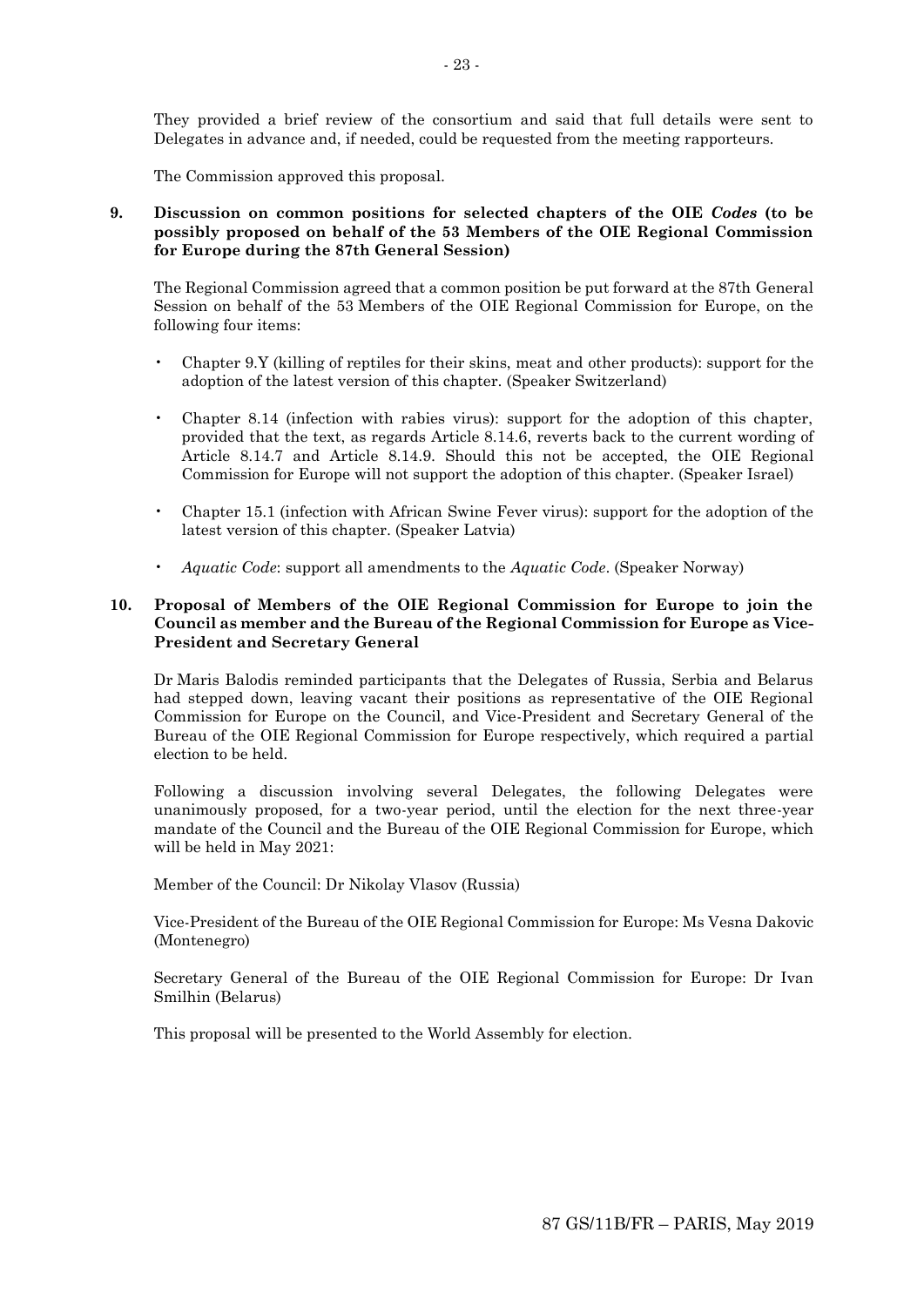They provided a brief review of the consortium and said that full details were sent to Delegates in advance and, if needed, could be requested from the meeting rapporteurs.

The Commission approved this proposal.

**9. Discussion on common positions for selected chapters of the OIE *Codes* (to be possibly proposed on behalf of the 53 Members of the OIE Regional Commission for Europe during the 87th General Session)**

The Regional Commission agreed that a common position be put forward at the 87th General Session on behalf of the 53 Members of the OIE Regional Commission for Europe, on the following four items:

- Chapter 9.Y (killing of reptiles for their skins, meat and other products): support for the adoption of the latest version of this chapter. (Speaker Switzerland)
- Chapter 8.14 (infection with rabies virus): support for the adoption of this chapter, provided that the text, as regards Article 8.14.6, reverts back to the current wording of Article 8.14.7 and Article 8.14.9. Should this not be accepted, the OIE Regional Commission for Europe will not support the adoption of this chapter. (Speaker Israel)
- Chapter 15.1 (infection with African Swine Fever virus): support for the adoption of the latest version of this chapter. (Speaker Latvia)
- *Aquatic Code*: support all amendments to the *Aquatic Code*. (Speaker Norway)

**10. Proposal of Members of the OIE Regional Commission for Europe to join the Council as member and the Bureau of the Regional Commission for Europe as Vice-President and Secretary General**

Dr Maris Balodis reminded participants that the Delegates of Russia, Serbia and Belarus had stepped down, leaving vacant their positions as representative of the OIE Regional Commission for Europe on the Council, and Vice-President and Secretary General of the Bureau of the OIE Regional Commission for Europe respectively, which required a partial election to be held.

Following a discussion involving several Delegates, the following Delegates were unanimously proposed, for a two-year period, until the election for the next three-year mandate of the Council and the Bureau of the OIE Regional Commission for Europe, which will be held in May 2021:

Member of the Council: Dr Nikolay Vlasov (Russia)

Vice-President of the Bureau of the OIE Regional Commission for Europe: Ms Vesna Dakovic (Montenegro)

Secretary General of the Bureau of the OIE Regional Commission for Europe: Dr Ivan Smilhin (Belarus)

This proposal will be presented to the World Assembly for election.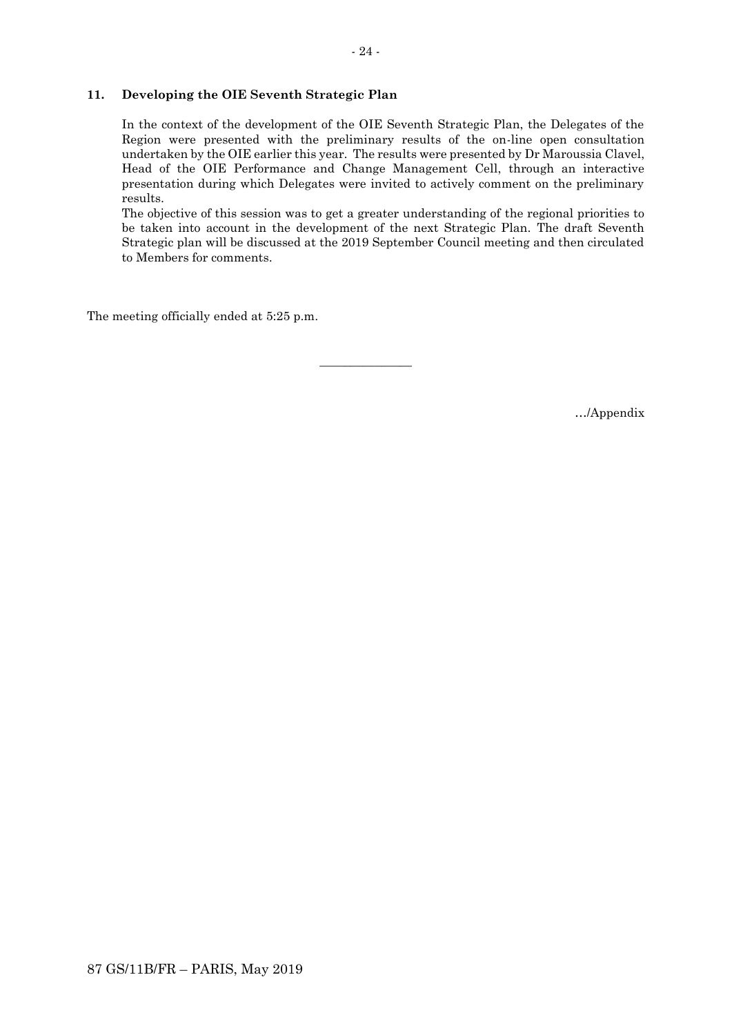## 11. Developing the OIE Seventh Strategic Plan

In the context of the development of the OIE Seventh Strategic Plan, the Delegates of the Region were presented with the preliminary results of the on-line open consultation undertaken by the OIE earlier this year. The results were presented by Dr Maroussia Clavel, Head of the OIE Performance and Change Management Cell, through an interactive presentation during which Delegates were invited to actively comment on the preliminary results.

The objective of this session was to get a greater understanding of the regional priorities to be taken into account in the development of the next Strategic Plan. The draft Seventh Strategic plan will be discussed at the 2019 September Council meeting and then circulated to Members for comments.

The meeting officially ended at 5:25 p.m.

---

…/Appendix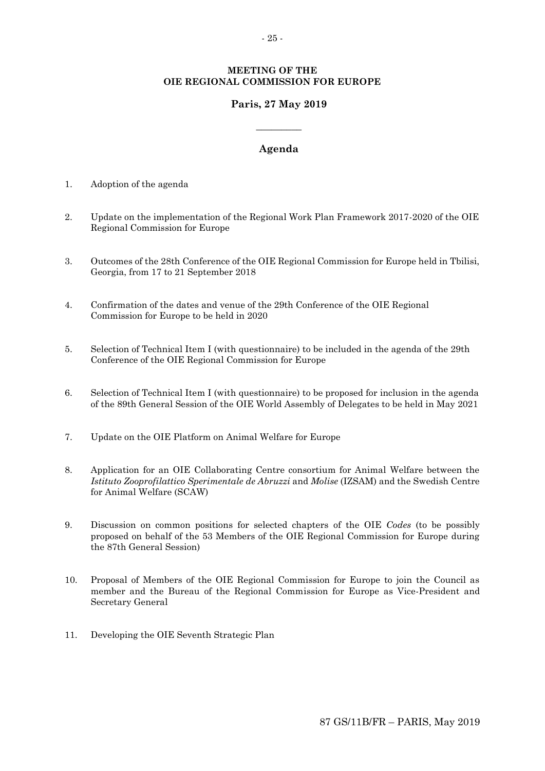**MEETING OF THE**
**OIE REGIONAL COMMISSION FOR EUROPE**

**Paris, 27 May 2019**

---

## Agenda

1. Adoption of the agenda

2. Update on the implementation of the Regional Work Plan Framework 2017-2020 of the OIE Regional Commission for Europe

3. Outcomes of the 28th Conference of the OIE Regional Commission for Europe held in Tbilisi, Georgia, from 17 to 21 September 2018

4. Confirmation of the dates and venue of the 29th Conference of the OIE Regional Commission for Europe to be held in 2020

5. Selection of Technical Item I (with questionnaire) to be included in the agenda of the 29th Conference of the OIE Regional Commission for Europe

6. Selection of Technical Item I (with questionnaire) to be proposed for inclusion in the agenda of the 89th General Session of the OIE World Assembly of Delegates to be held in May 2021

7. Update on the OIE Platform on Animal Welfare for Europe

8. Application for an OIE Collaborating Centre consortium for Animal Welfare between the *Istituto Zooprofilattico Sperimentale de Abruzzi* and *Molise* (IZSAM) and the Swedish Centre for Animal Welfare (SCAW)

9. Discussion on common positions for selected chapters of the OIE *Codes* (to be possibly proposed on behalf of the 53 Members of the OIE Regional Commission for Europe during the 87th General Session)

10. Proposal of Members of the OIE Regional Commission for Europe to join the Council as member and the Bureau of the Regional Commission for Europe as Vice-President and Secretary General

11. Developing the OIE Seventh Strategic Plan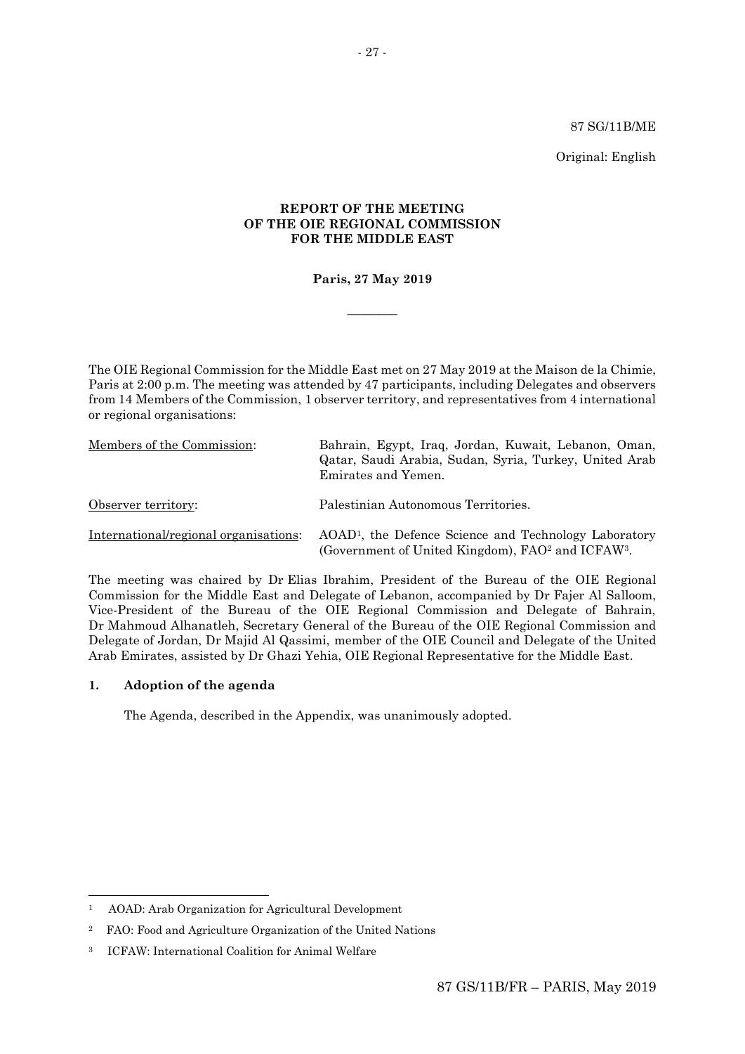87 SG/11B/ME

Original: English

**REPORT OF THE MEETING**
**OF THE OIE REGIONAL COMMISSION**
**FOR THE MIDDLE EAST**

**Paris, 27 May 2019**

\_\_\_\_\_\_\_\_

The OIE Regional Commission for the Middle East met on 27 May 2019 at the Maison de la Chimie, Paris at 2:00 p.m. The meeting was attended by 47 participants, including Delegates and observers from 14 Members of the Commission, 1 observer territory, and representatives from 4 international or regional organisations:

| | |
|---|---|
| Members of the Commission: | Bahrain, Egypt, Iraq, Jordan, Kuwait, Lebanon, Oman, Qatar, Saudi Arabia, Sudan, Syria, Turkey, United Arab Emirates and Yemen. |
| Observer territory: | Palestinian Autonomous Territories. |
| International/regional organisations: | AOAD[1], the Defence Science and Technology Laboratory (Government of United Kingdom), FAO[2] and ICFAW[3]. |

The meeting was chaired by Dr Elias Ibrahim, President of the Bureau of the OIE Regional Commission for the Middle East and Delegate of Lebanon, accompanied by Dr Fajer Al Salloom, Vice-President of the Bureau of the OIE Regional Commission and Delegate of Bahrain, Dr Mahmoud Alhanatleh, Secretary General of the Bureau of the OIE Regional Commission and Delegate of Jordan, Dr Majid Al Qassimi, member of the OIE Council and Delegate of the United Arab Emirates, assisted by Dr Ghazi Yehia, OIE Regional Representative for the Middle East.

## 1. Adoption of the agenda

The Agenda, described in the Appendix, was unanimously adopted.

---

[1] AOAD: Arab Organization for Agricultural Development

[2] FAO: Food and Agriculture Organization of the United Nations

[3] ICFAW: International Coalition for Animal Welfare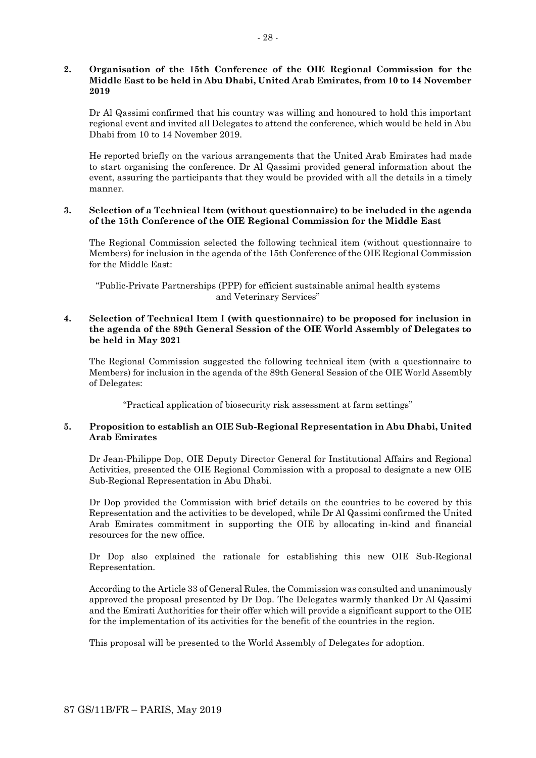**2. Organisation of the 15th Conference of the OIE Regional Commission for the Middle East to be held in Abu Dhabi, United Arab Emirates, from 10 to 14 November 2019**

Dr Al Qassimi confirmed that his country was willing and honoured to hold this important regional event and invited all Delegates to attend the conference, which would be held in Abu Dhabi from 10 to 14 November 2019.

He reported briefly on the various arrangements that the United Arab Emirates had made to start organising the conference. Dr Al Qassimi provided general information about the event, assuring the participants that they would be provided with all the details in a timely manner.

**3. Selection of a Technical Item (without questionnaire) to be included in the agenda of the 15th Conference of the OIE Regional Commission for the Middle East**

The Regional Commission selected the following technical item (without questionnaire to Members) for inclusion in the agenda of the 15th Conference of the OIE Regional Commission for the Middle East:

"Public-Private Partnerships (PPP) for efficient sustainable animal health systems and Veterinary Services"

**4. Selection of Technical Item I (with questionnaire) to be proposed for inclusion in the agenda of the 89th General Session of the OIE World Assembly of Delegates to be held in May 2021**

The Regional Commission suggested the following technical item (with a questionnaire to Members) for inclusion in the agenda of the 89th General Session of the OIE World Assembly of Delegates:

"Practical application of biosecurity risk assessment at farm settings"

**5. Proposition to establish an OIE Sub-Regional Representation in Abu Dhabi, United Arab Emirates**

Dr Jean-Philippe Dop, OIE Deputy Director General for Institutional Affairs and Regional Activities, presented the OIE Regional Commission with a proposal to designate a new OIE Sub-Regional Representation in Abu Dhabi.

Dr Dop provided the Commission with brief details on the countries to be covered by this Representation and the activities to be developed, while Dr Al Qassimi confirmed the United Arab Emirates commitment in supporting the OIE by allocating in-kind and financial resources for the new office.

Dr Dop also explained the rationale for establishing this new OIE Sub-Regional Representation.

According to the Article 33 of General Rules, the Commission was consulted and unanimously approved the proposal presented by Dr Dop. The Delegates warmly thanked Dr Al Qassimi and the Emirati Authorities for their offer which will provide a significant support to the OIE for the implementation of its activities for the benefit of the countries in the region.

This proposal will be presented to the World Assembly of Delegates for adoption.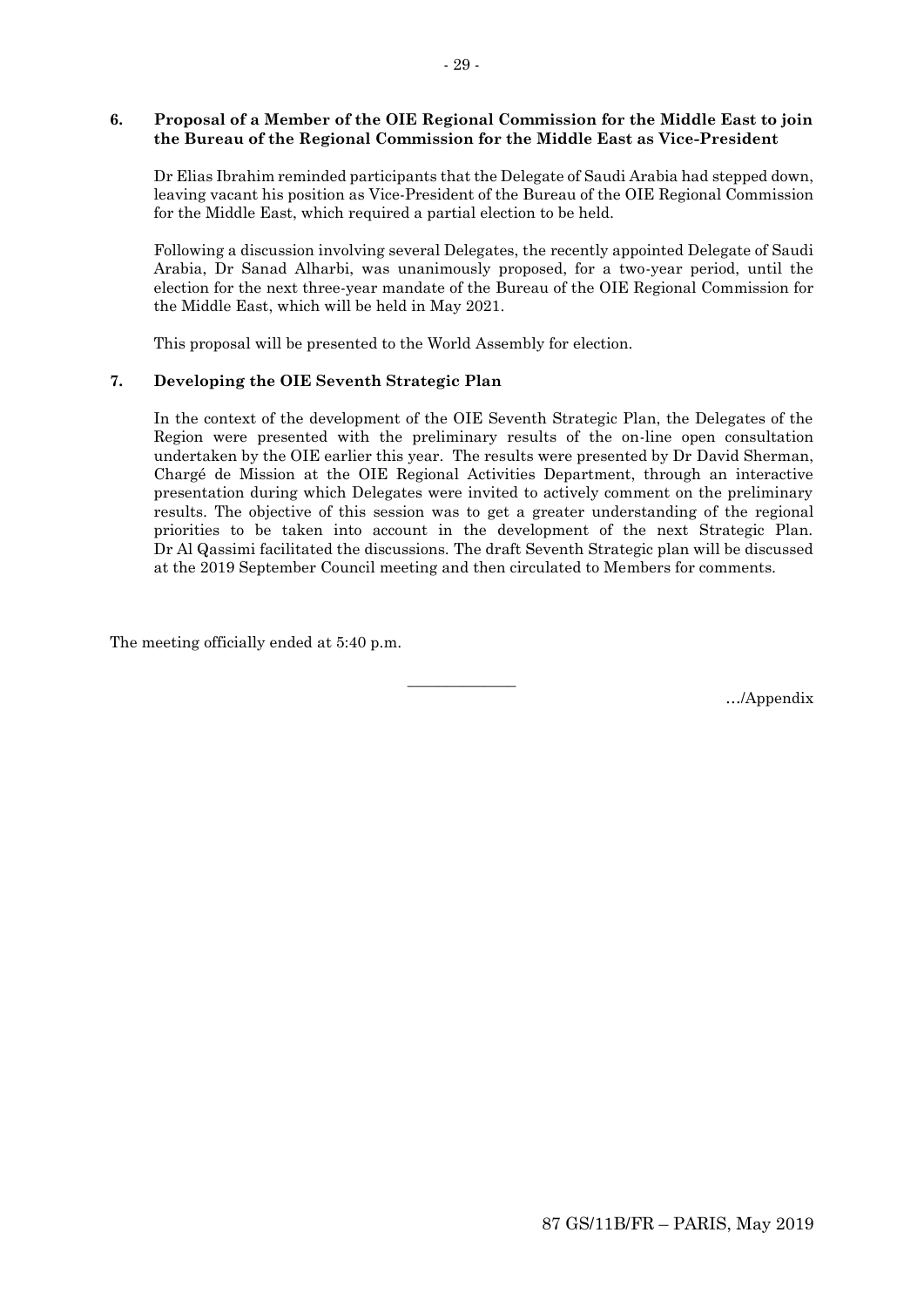### 6. Proposal of a Member of the OIE Regional Commission for the Middle East to join the Bureau of the Regional Commission for the Middle East as Vice-President

Dr Elias Ibrahim reminded participants that the Delegate of Saudi Arabia had stepped down, leaving vacant his position as Vice-President of the Bureau of the OIE Regional Commission for the Middle East, which required a partial election to be held.

Following a discussion involving several Delegates, the recently appointed Delegate of Saudi Arabia, Dr Sanad Alharbi, was unanimously proposed, for a two-year period, until the election for the next three-year mandate of the Bureau of the OIE Regional Commission for the Middle East, which will be held in May 2021.

This proposal will be presented to the World Assembly for election.

### 7. Developing the OIE Seventh Strategic Plan

In the context of the development of the OIE Seventh Strategic Plan, the Delegates of the Region were presented with the preliminary results of the on-line open consultation undertaken by the OIE earlier this year. The results were presented by Dr David Sherman, Chargé de Mission at the OIE Regional Activities Department, through an interactive presentation during which Delegates were invited to actively comment on the preliminary results. The objective of this session was to get a greater understanding of the regional priorities to be taken into account in the development of the next Strategic Plan. Dr Al Qassimi facilitated the discussions. The draft Seventh Strategic plan will be discussed at the 2019 September Council meeting and then circulated to Members for comments.

The meeting officially ended at 5:40 p.m.

---

…/Appendix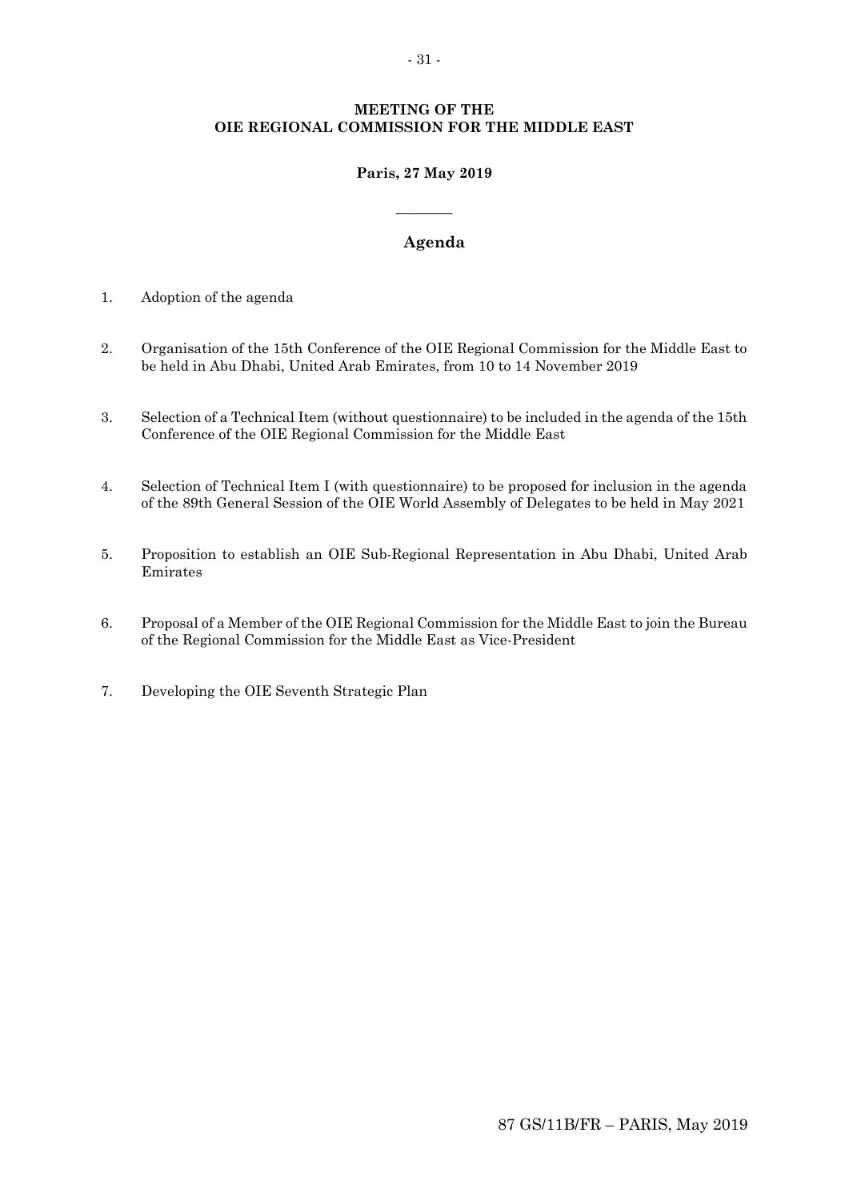**MEETING OF THE**
**OIE REGIONAL COMMISSION FOR THE MIDDLE EAST**

**Paris, 27 May 2019**

---

## Agenda

1. Adoption of the agenda

2. Organisation of the 15th Conference of the OIE Regional Commission for the Middle East to be held in Abu Dhabi, United Arab Emirates, from 10 to 14 November 2019

3. Selection of a Technical Item (without questionnaire) to be included in the agenda of the 15th Conference of the OIE Regional Commission for the Middle East

4. Selection of Technical Item I (with questionnaire) to be proposed for inclusion in the agenda of the 89th General Session of the OIE World Assembly of Delegates to be held in May 2021

5. Proposition to establish an OIE Sub-Regional Representation in Abu Dhabi, United Arab Emirates

6. Proposal of a Member of the OIE Regional Commission for the Middle East to join the Bureau of the Regional Commission for the Middle East as Vice-President

7. Developing the OIE Seventh Strategic Plan